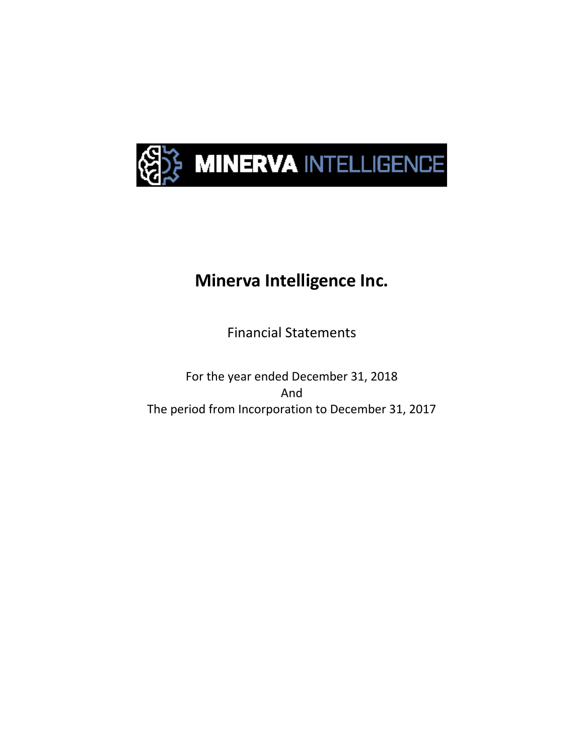MINERVA INTELLIGENCE

# Minerva Intelligence Inc.

Financial Statements

For the year ended December 31, 2018
And
The period from Incorporation to December 31, 2017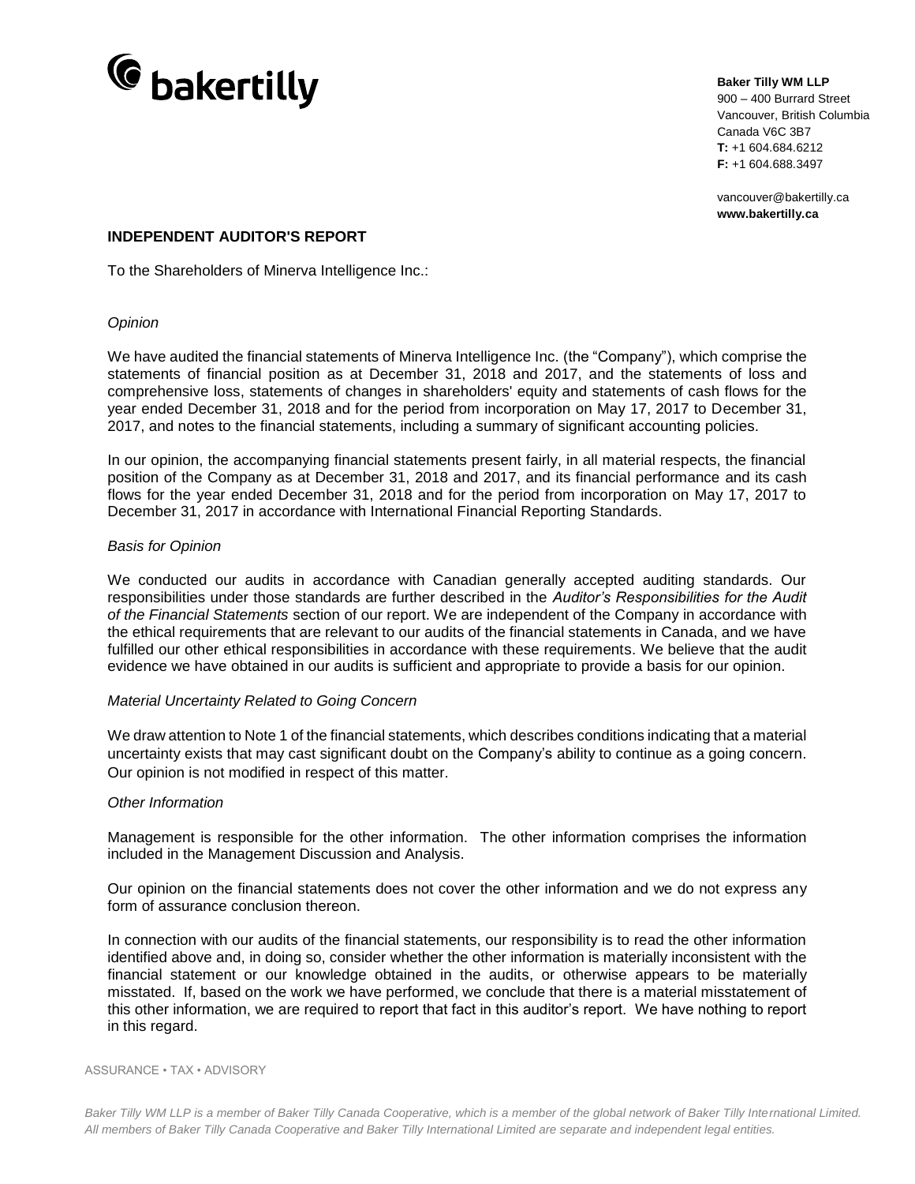**Baker Tilly WM LLP**
900 – 400 Burrard Street
Vancouver, British Columbia
Canada V6C 3B7
**T:** +1 604.684.6212
**F:** +1 604.688.3497

vancouver@bakertilly.ca
**www.bakertilly.ca**

## INDEPENDENT AUDITOR'S REPORT

To the Shareholders of Minerva Intelligence Inc.:

### *Opinion*

We have audited the financial statements of Minerva Intelligence Inc. (the "Company"), which comprise the statements of financial position as at December 31, 2018 and 2017, and the statements of loss and comprehensive loss, statements of changes in shareholders' equity and statements of cash flows for the year ended December 31, 2018 and for the period from incorporation on May 17, 2017 to December 31, 2017, and notes to the financial statements, including a summary of significant accounting policies.

In our opinion, the accompanying financial statements present fairly, in all material respects, the financial position of the Company as at December 31, 2018 and 2017, and its financial performance and its cash flows for the year ended December 31, 2018 and for the period from incorporation on May 17, 2017 to December 31, 2017 in accordance with International Financial Reporting Standards.

### *Basis for Opinion*

We conducted our audits in accordance with Canadian generally accepted auditing standards. Our responsibilities under those standards are further described in the *Auditor's Responsibilities for the Audit of the Financial Statements* section of our report. We are independent of the Company in accordance with the ethical requirements that are relevant to our audits of the financial statements in Canada, and we have fulfilled our other ethical responsibilities in accordance with these requirements. We believe that the audit evidence we have obtained in our audits is sufficient and appropriate to provide a basis for our opinion.

### *Material Uncertainty Related to Going Concern*

We draw attention to Note 1 of the financial statements, which describes conditions indicating that a material uncertainty exists that may cast significant doubt on the Company's ability to continue as a going concern. Our opinion is not modified in respect of this matter.

### *Other Information*

Management is responsible for the other information. The other information comprises the information included in the Management Discussion and Analysis.

Our opinion on the financial statements does not cover the other information and we do not express any form of assurance conclusion thereon.

In connection with our audits of the financial statements, our responsibility is to read the other information identified above and, in doing so, consider whether the other information is materially inconsistent with the financial statement or our knowledge obtained in the audits, or otherwise appears to be materially misstated. If, based on the work we have performed, we conclude that there is a material misstatement of this other information, we are required to report that fact in this auditor's report. We have nothing to report in this regard.

ASSURANCE • TAX • ADVISORY

*Baker Tilly WM LLP is a member of Baker Tilly Canada Cooperative, which is a member of the global network of Baker Tilly International Limited. All members of Baker Tilly Canada Cooperative and Baker Tilly International Limited are separate and independent legal entities.*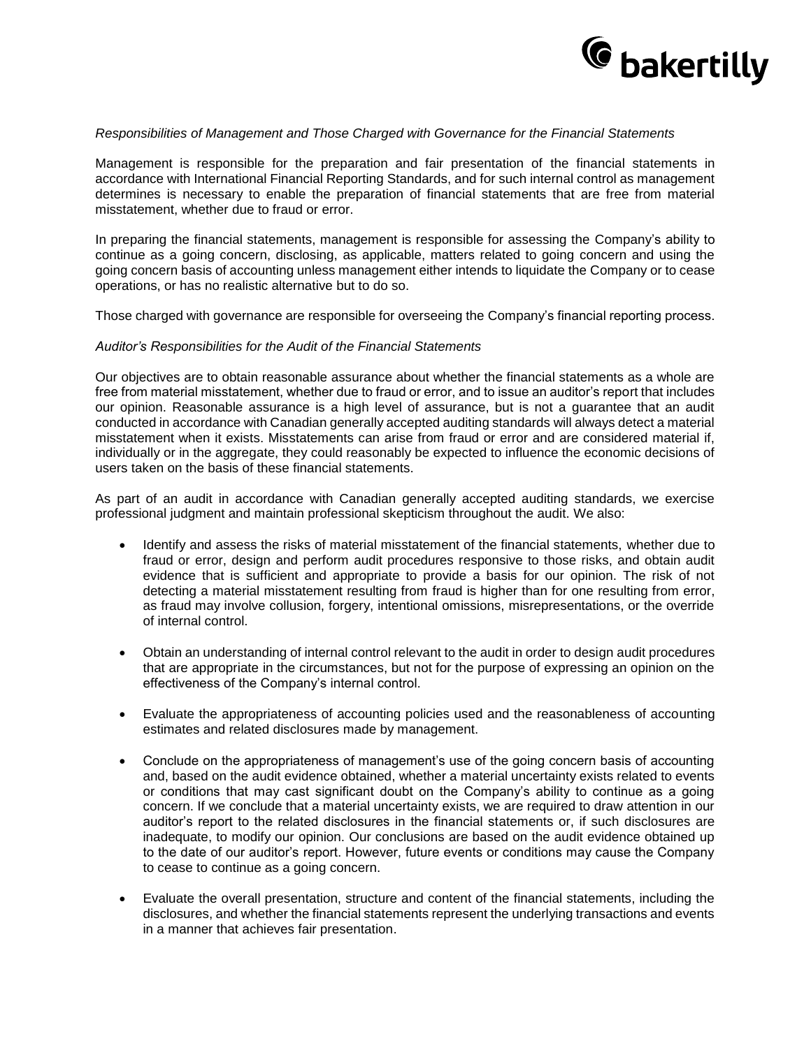*Responsibilities of Management and Those Charged with Governance for the Financial Statements*

Management is responsible for the preparation and fair presentation of the financial statements in accordance with International Financial Reporting Standards, and for such internal control as management determines is necessary to enable the preparation of financial statements that are free from material misstatement, whether due to fraud or error.

In preparing the financial statements, management is responsible for assessing the Company's ability to continue as a going concern, disclosing, as applicable, matters related to going concern and using the going concern basis of accounting unless management either intends to liquidate the Company or to cease operations, or has no realistic alternative but to do so.

Those charged with governance are responsible for overseeing the Company's financial reporting process.

*Auditor's Responsibilities for the Audit of the Financial Statements*

Our objectives are to obtain reasonable assurance about whether the financial statements as a whole are free from material misstatement, whether due to fraud or error, and to issue an auditor's report that includes our opinion. Reasonable assurance is a high level of assurance, but is not a guarantee that an audit conducted in accordance with Canadian generally accepted auditing standards will always detect a material misstatement when it exists. Misstatements can arise from fraud or error and are considered material if, individually or in the aggregate, they could reasonably be expected to influence the economic decisions of users taken on the basis of these financial statements.

As part of an audit in accordance with Canadian generally accepted auditing standards, we exercise professional judgment and maintain professional skepticism throughout the audit. We also:

- Identify and assess the risks of material misstatement of the financial statements, whether due to fraud or error, design and perform audit procedures responsive to those risks, and obtain audit evidence that is sufficient and appropriate to provide a basis for our opinion. The risk of not detecting a material misstatement resulting from fraud is higher than for one resulting from error, as fraud may involve collusion, forgery, intentional omissions, misrepresentations, or the override of internal control.

- Obtain an understanding of internal control relevant to the audit in order to design audit procedures that are appropriate in the circumstances, but not for the purpose of expressing an opinion on the effectiveness of the Company's internal control.

- Evaluate the appropriateness of accounting policies used and the reasonableness of accounting estimates and related disclosures made by management.

- Conclude on the appropriateness of management's use of the going concern basis of accounting and, based on the audit evidence obtained, whether a material uncertainty exists related to events or conditions that may cast significant doubt on the Company's ability to continue as a going concern. If we conclude that a material uncertainty exists, we are required to draw attention in our auditor's report to the related disclosures in the financial statements or, if such disclosures are inadequate, to modify our opinion. Our conclusions are based on the audit evidence obtained up to the date of our auditor's report. However, future events or conditions may cause the Company to cease to continue as a going concern.

- Evaluate the overall presentation, structure and content of the financial statements, including the disclosures, and whether the financial statements represent the underlying transactions and events in a manner that achieves fair presentation.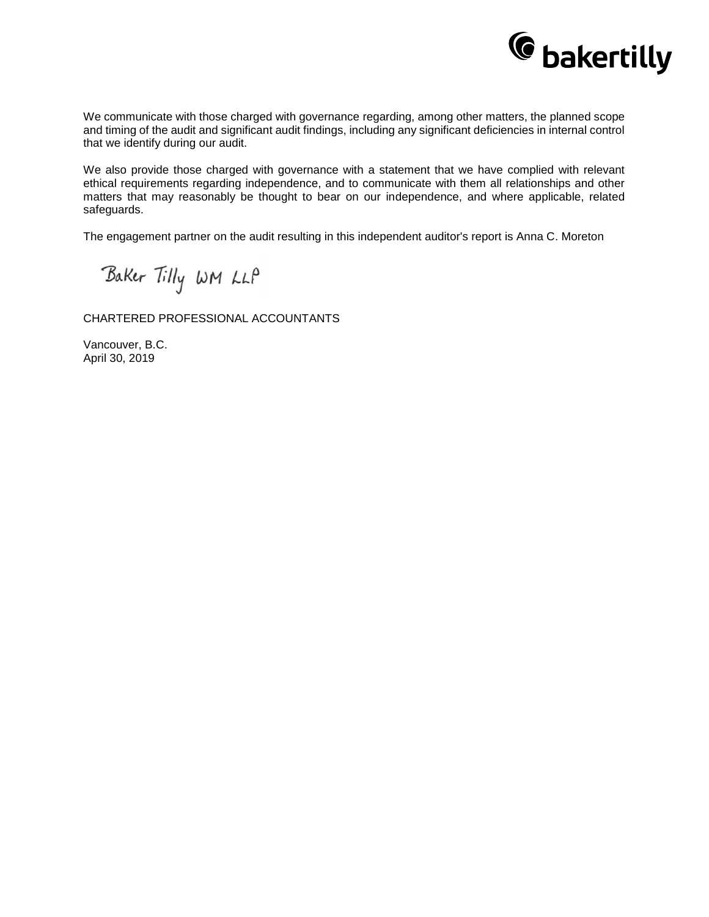We communicate with those charged with governance regarding, among other matters, the planned scope and timing of the audit and significant audit findings, including any significant deficiencies in internal control that we identify during our audit.

We also provide those charged with governance with a statement that we have complied with relevant ethical requirements regarding independence, and to communicate with them all relationships and other matters that may reasonably be thought to bear on our independence, and where applicable, related safeguards.

The engagement partner on the audit resulting in this independent auditor's report is Anna C. Moreton

Baker Tilly WM LLP

CHARTERED PROFESSIONAL ACCOUNTANTS

Vancouver, B.C.
April 30, 2019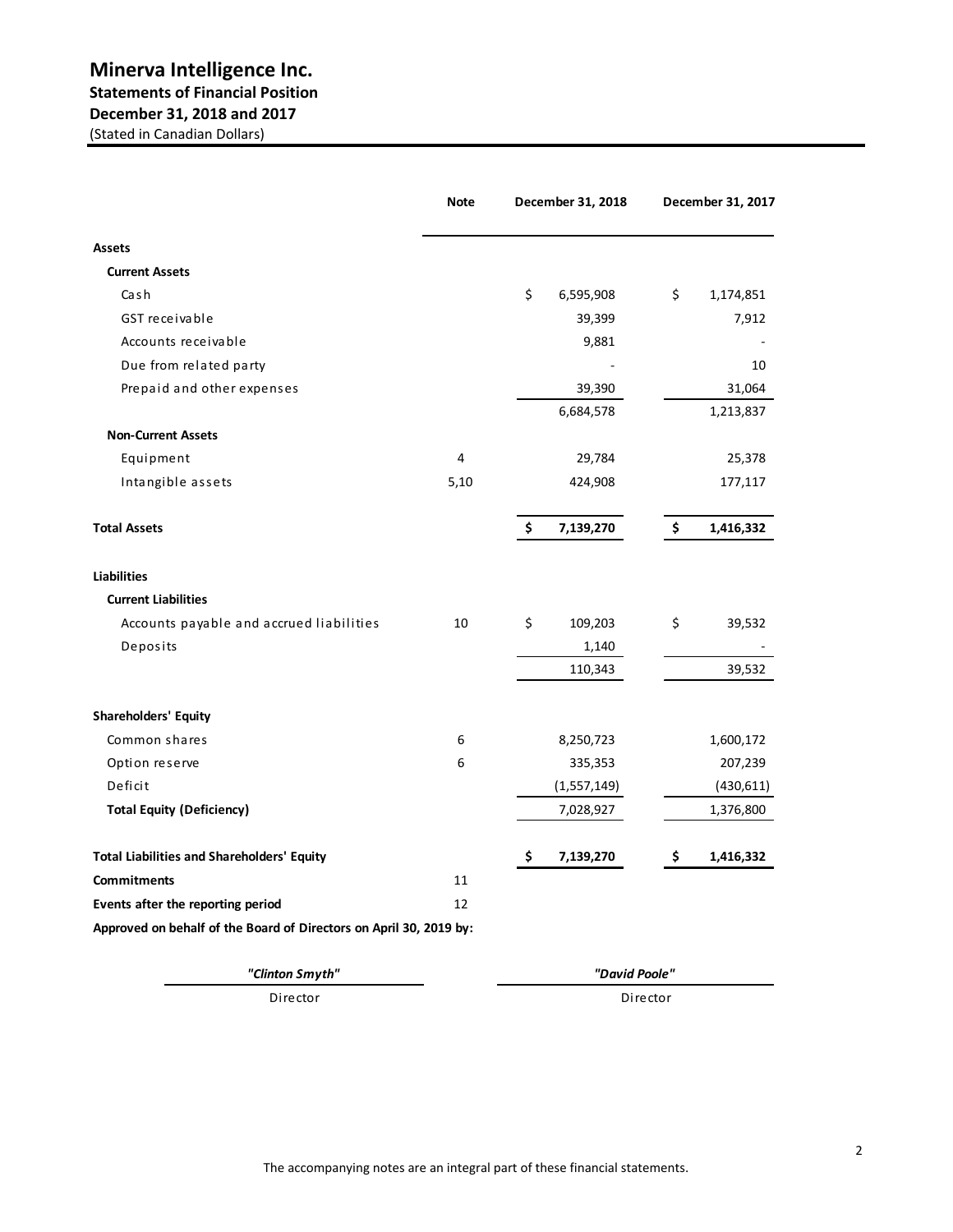# Minerva Intelligence Inc.

## Statements of Financial Position

## December 31, 2018 and 2017

(Stated in Canadian Dollars)

| | Note | December 31, 2018 | December 31, 2017 |
|---|---|---|---|
| **Assets** | | | |
| **Current Assets** | | | |
| Cash | | $ 6,595,908 | $ 1,174,851 |
| GST receivable | | 39,399 | 7,912 |
| Accounts receivable | | 9,881 | - |
| Due from related party | | - | 10 |
| Prepaid and other expenses | | 39,390 | 31,064 |
| | | 6,684,578 | 1,213,837 |
| **Non-Current Assets** | | | |
| Equipment | 4 | 29,784 | 25,378 |
| Intangible assets | 5,10 | 424,908 | 177,117 |
| **Total Assets** | | **$ 7,139,270** | **$ 1,416,332** |
| **Liabilities** | | | |
| **Current Liabilities** | | | |
| Accounts payable and accrued liabilities | 10 | $ 109,203 | $ 39,532 |
| Deposits | | 1,140 | - |
| | | 110,343 | 39,532 |
| **Shareholders' Equity** | | | |
| Common shares | 6 | 8,250,723 | 1,600,172 |
| Option reserve | 6 | 335,353 | 207,239 |
| Deficit | | (1,557,149) | (430,611) |
| **Total Equity (Deficiency)** | | 7,028,927 | 1,376,800 |
| **Total Liabilities and Shareholders' Equity** | | **$ 7,139,270** | **$ 1,416,332** |
| **Commitments** | 11 | | |
| **Events after the reporting period** | 12 | | |

**Approved on behalf of the Board of Directors on April 30, 2019 by:**

| ***"Clinton Smyth"*** | ***"David Poole"*** |
|---|---|
| Director | Director |

The accompanying notes are an integral part of these financial statements.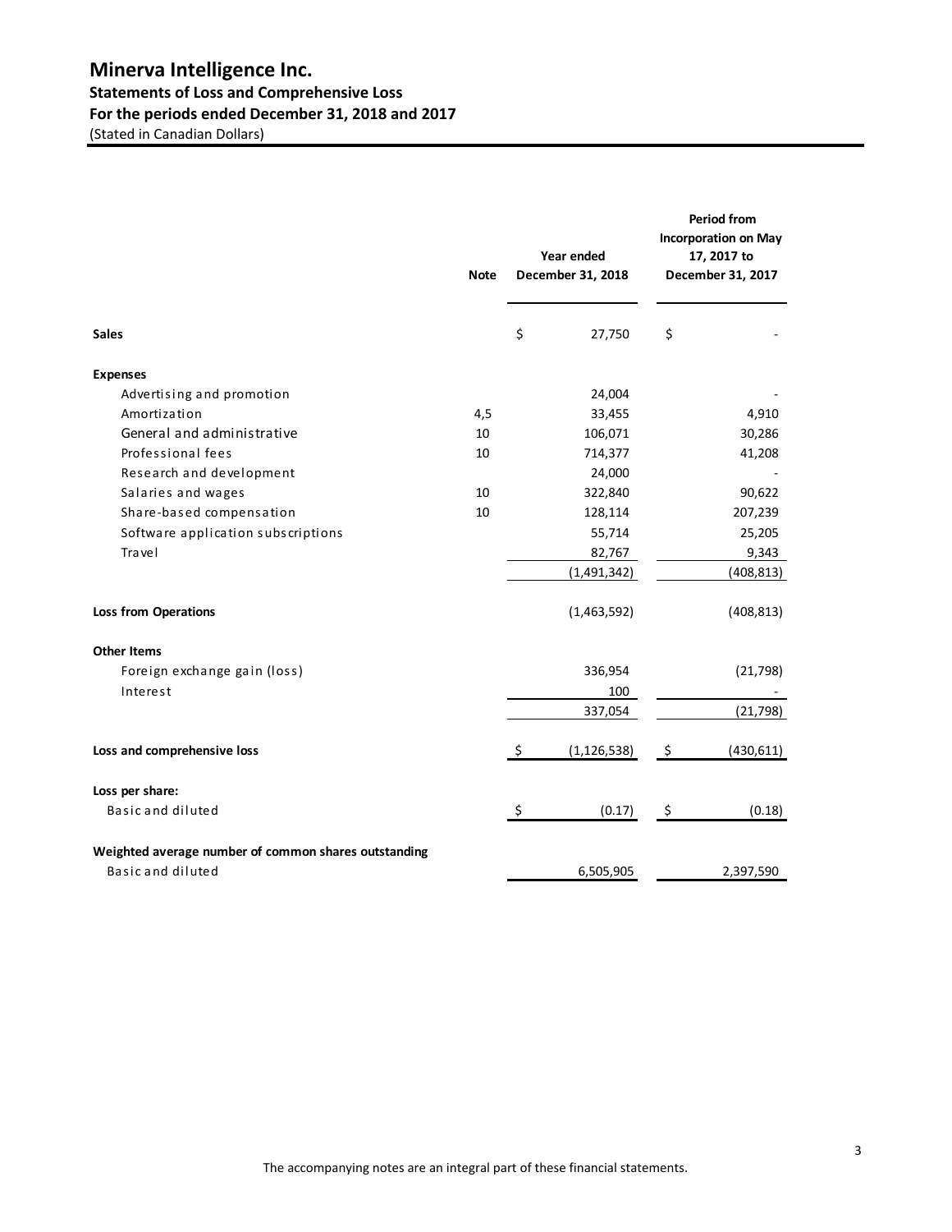# Minerva Intelligence Inc.

## Statements of Loss and Comprehensive Loss

## For the periods ended December 31, 2018 and 2017

(Stated in Canadian Dollars)

| | Note | Year ended December 31, 2018 | Period from Incorporation on May 17, 2017 to December 31, 2017 |
|---|---|---|---|
| **Sales** | | $ 27,750 | $ - |
| **Expenses** | | | |
| Advertising and promotion | | 24,004 | - |
| Amortization | 4,5 | 33,455 | 4,910 |
| General and administrative | 10 | 106,071 | 30,286 |
| Professional fees | 10 | 714,377 | 41,208 |
| Research and development | | 24,000 | - |
| Salaries and wages | 10 | 322,840 | 90,622 |
| Share-based compensation | 10 | 128,114 | 207,239 |
| Software application subscriptions | | 55,714 | 25,205 |
| Travel | | 82,767 | 9,343 |
| | | (1,491,342) | (408,813) |
| **Loss from Operations** | | (1,463,592) | (408,813) |
| **Other Items** | | | |
| Foreign exchange gain (loss) | | 336,954 | (21,798) |
| Interest | | 100 | - |
| | | 337,054 | (21,798) |
| **Loss and comprehensive loss** | | $ (1,126,538) | $ (430,611) |
| **Loss per share:** | | | |
| Basic and diluted | | $ (0.17) | $ (0.18) |
| **Weighted average number of common shares outstanding** | | | |
| Basic and diluted | | 6,505,905 | 2,397,590 |

The accompanying notes are an integral part of these financial statements.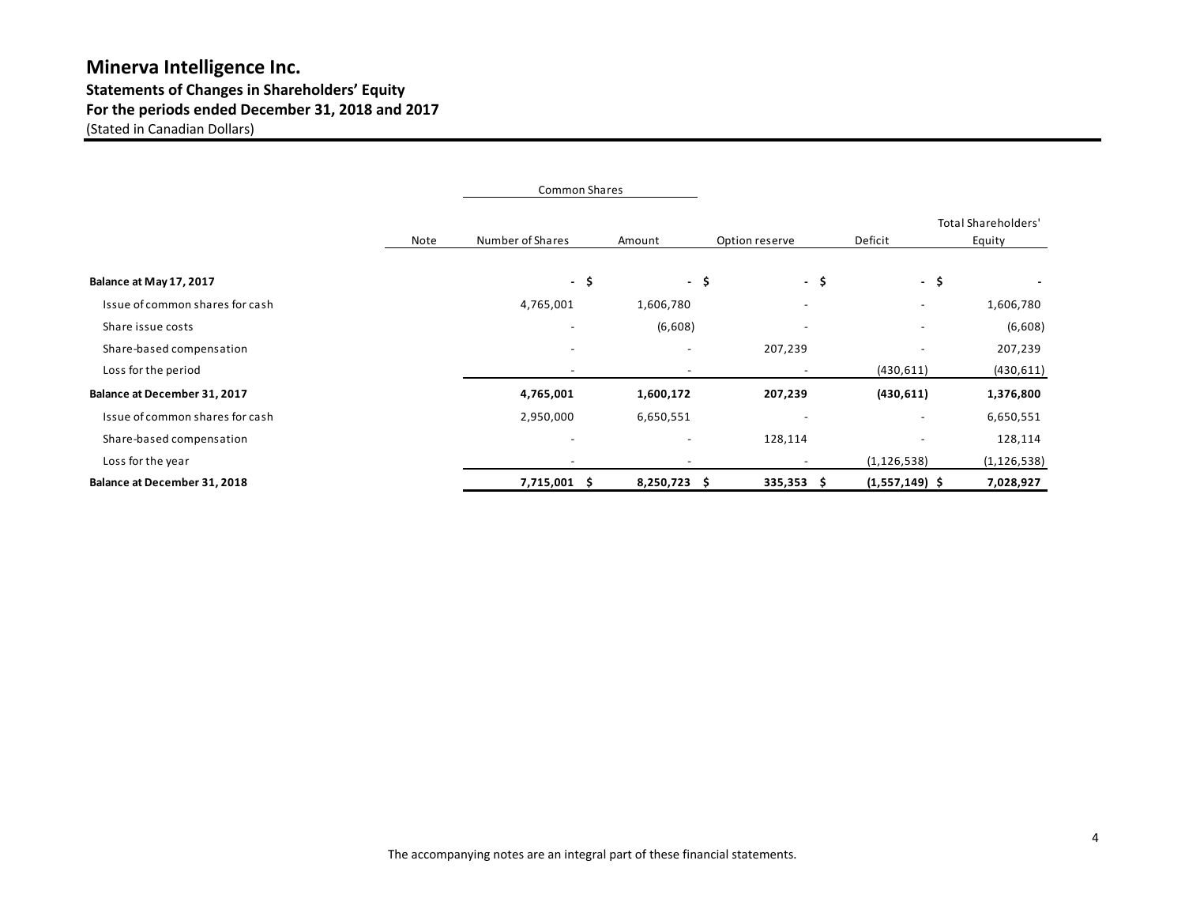# Minerva Intelligence Inc.

## Statements of Changes in Shareholders' Equity

## For the periods ended December 31, 2018 and 2017

(Stated in Canadian Dollars)

| | Note | Common Shares | | | | |
|---|---|---|---|---|---|---|
| | | Number of Shares | Amount | Option reserve | Deficit | Total Shareholders' Equity |
| **Balance at May 17, 2017** | | - | $ - | $ - | $ - | $ - |
| Issue of common shares for cash | | 4,765,001 | 1,606,780 | - | - | 1,606,780 |
| Share issue costs | | - | (6,608) | - | - | (6,608) |
| Share-based compensation | | - | - | 207,239 | - | 207,239 |
| Loss for the period | | - | - | - | (430,611) | (430,611) |
| **Balance at December 31, 2017** | | **4,765,001** | **1,600,172** | **207,239** | **(430,611)** | **1,376,800** |
| Issue of common shares for cash | | 2,950,000 | 6,650,551 | - | - | 6,650,551 |
| Share-based compensation | | - | - | 128,114 | - | 128,114 |
| Loss for the year | | - | - | - | (1,126,538) | (1,126,538) |
| **Balance at December 31, 2018** | | **7,715,001** | **$ 8,250,723** | **$ 335,353** | **$ (1,557,149)** | **$ 7,028,927** |

The accompanying notes are an integral part of these financial statements.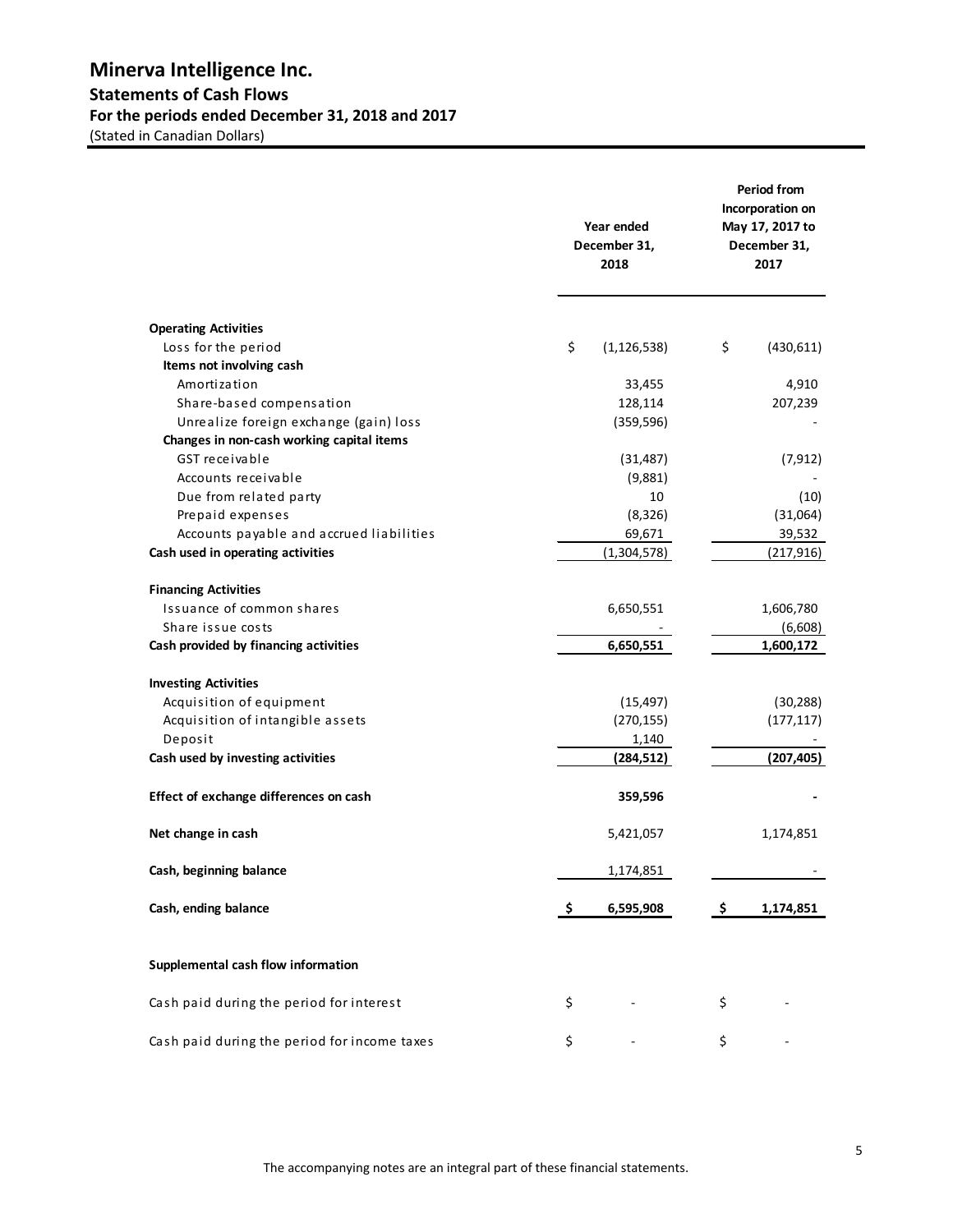# Minerva Intelligence Inc.

## Statements of Cash Flows

### For the periods ended December 31, 2018 and 2017

(Stated in Canadian Dollars)

| | Year ended December 31, 2018 | Period from Incorporation on May 17, 2017 to December 31, 2017 |
|---|---|---|
| **Operating Activities** | | |
| Loss for the period | $ (1,126,538) | $ (430,611) |
| **Items not involving cash** | | |
| Amortization | 33,455 | 4,910 |
| Share-based compensation | 128,114 | 207,239 |
| Unrealize foreign exchange (gain) loss | (359,596) | - |
| **Changes in non-cash working capital items** | | |
| GST receivable | (31,487) | (7,912) |
| Accounts receivable | (9,881) | - |
| Due from related party | 10 | (10) |
| Prepaid expenses | (8,326) | (31,064) |
| Accounts payable and accrued liabilities | 69,671 | 39,532 |
| **Cash used in operating activities** | (1,304,578) | (217,916) |
| **Financing Activities** | | |
| Issuance of common shares | 6,650,551 | 1,606,780 |
| Share issue costs | - | (6,608) |
| **Cash provided by financing activities** | **6,650,551** | **1,600,172** |
| **Investing Activities** | | |
| Acquisition of equipment | (15,497) | (30,288) |
| Acquisition of intangible assets | (270,155) | (177,117) |
| Deposit | 1,140 | - |
| **Cash used by investing activities** | **(284,512)** | **(207,405)** |
| **Effect of exchange differences on cash** | **359,596** | **-** |
| **Net change in cash** | 5,421,057 | 1,174,851 |
| **Cash, beginning balance** | 1,174,851 | - |
| **Cash, ending balance** | **$ 6,595,908** | **$ 1,174,851** |

**Supplemental cash flow information**

| | | |
|---|---|---|
| Cash paid during the period for interest | $ - | $ - |
| Cash paid during the period for income taxes | $ - | $ - |

The accompanying notes are an integral part of these financial statements.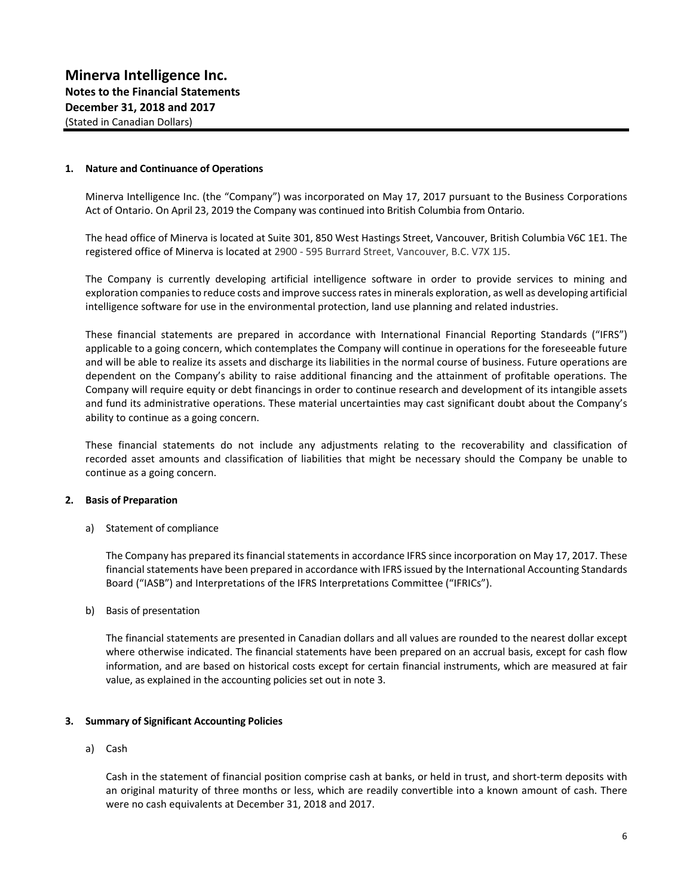# Minerva Intelligence Inc.

**Notes to the Financial Statements**
**December 31, 2018 and 2017**
(Stated in Canadian Dollars)

**1. Nature and Continuance of Operations**

Minerva Intelligence Inc. (the "Company") was incorporated on May 17, 2017 pursuant to the Business Corporations Act of Ontario. On April 23, 2019 the Company was continued into British Columbia from Ontario.

The head office of Minerva is located at Suite 301, 850 West Hastings Street, Vancouver, British Columbia V6C 1E1. The registered office of Minerva is located at 2900 - 595 Burrard Street, Vancouver, B.C. V7X 1J5.

The Company is currently developing artificial intelligence software in order to provide services to mining and exploration companies to reduce costs and improve success rates in minerals exploration, as well as developing artificial intelligence software for use in the environmental protection, land use planning and related industries.

These financial statements are prepared in accordance with International Financial Reporting Standards ("IFRS") applicable to a going concern, which contemplates the Company will continue in operations for the foreseeable future and will be able to realize its assets and discharge its liabilities in the normal course of business. Future operations are dependent on the Company's ability to raise additional financing and the attainment of profitable operations. The Company will require equity or debt financings in order to continue research and development of its intangible assets and fund its administrative operations. These material uncertainties may cast significant doubt about the Company's ability to continue as a going concern.

These financial statements do not include any adjustments relating to the recoverability and classification of recorded asset amounts and classification of liabilities that might be necessary should the Company be unable to continue as a going concern.

**2. Basis of Preparation**

a) Statement of compliance

The Company has prepared its financial statements in accordance IFRS since incorporation on May 17, 2017. These financial statements have been prepared in accordance with IFRS issued by the International Accounting Standards Board ("IASB") and Interpretations of the IFRS Interpretations Committee ("IFRICs").

b) Basis of presentation

The financial statements are presented in Canadian dollars and all values are rounded to the nearest dollar except where otherwise indicated. The financial statements have been prepared on an accrual basis, except for cash flow information, and are based on historical costs except for certain financial instruments, which are measured at fair value, as explained in the accounting policies set out in note 3.

**3. Summary of Significant Accounting Policies**

a) Cash

Cash in the statement of financial position comprise cash at banks, or held in trust, and short-term deposits with an original maturity of three months or less, which are readily convertible into a known amount of cash. There were no cash equivalents at December 31, 2018 and 2017.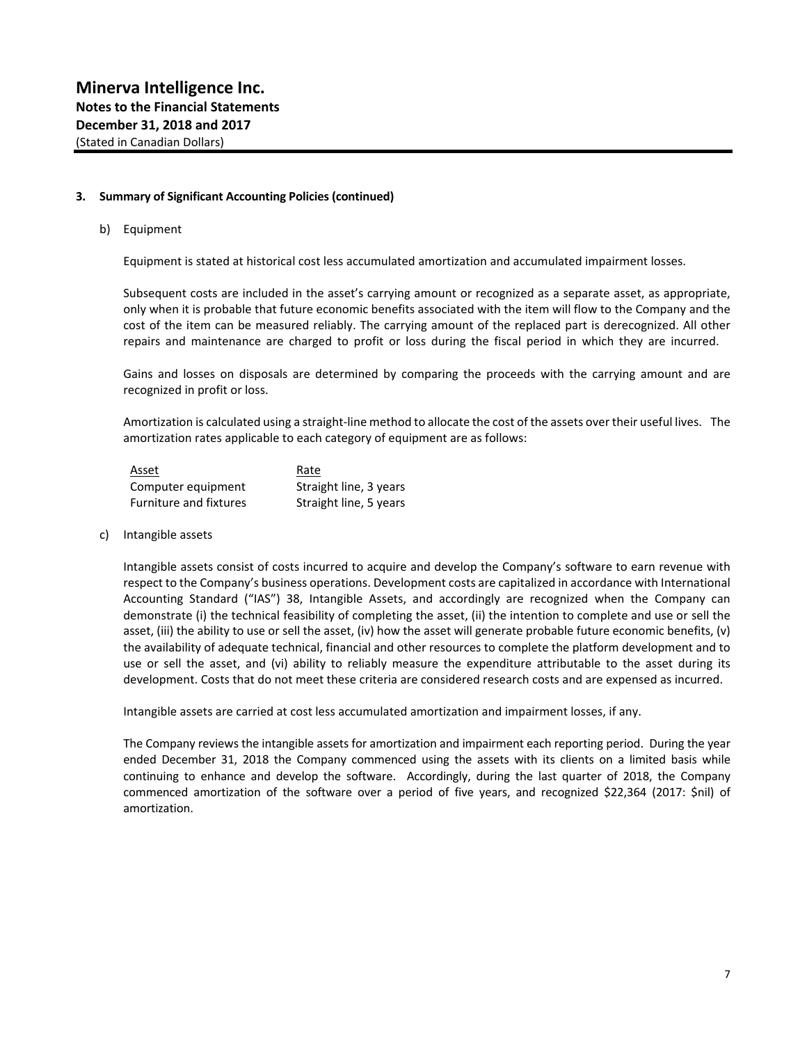**3. Summary of Significant Accounting Policies (continued)**

b) Equipment

Equipment is stated at historical cost less accumulated amortization and accumulated impairment losses.

Subsequent costs are included in the asset's carrying amount or recognized as a separate asset, as appropriate, only when it is probable that future economic benefits associated with the item will flow to the Company and the cost of the item can be measured reliably. The carrying amount of the replaced part is derecognized. All other repairs and maintenance are charged to profit or loss during the fiscal period in which they are incurred.

Gains and losses on disposals are determined by comparing the proceeds with the carrying amount and are recognized in profit or loss.

Amortization is calculated using a straight-line method to allocate the cost of the assets over their useful lives. The amortization rates applicable to each category of equipment are as follows:

| Asset | Rate |
|---|---|
| Computer equipment | Straight line, 3 years |
| Furniture and fixtures | Straight line, 5 years |

c) Intangible assets

Intangible assets consist of costs incurred to acquire and develop the Company's software to earn revenue with respect to the Company's business operations. Development costs are capitalized in accordance with International Accounting Standard ("IAS") 38, Intangible Assets, and accordingly are recognized when the Company can demonstrate (i) the technical feasibility of completing the asset, (ii) the intention to complete and use or sell the asset, (iii) the ability to use or sell the asset, (iv) how the asset will generate probable future economic benefits, (v) the availability of adequate technical, financial and other resources to complete the platform development and to use or sell the asset, and (vi) ability to reliably measure the expenditure attributable to the asset during its development. Costs that do not meet these criteria are considered research costs and are expensed as incurred.

Intangible assets are carried at cost less accumulated amortization and impairment losses, if any.

The Company reviews the intangible assets for amortization and impairment each reporting period. During the year ended December 31, 2018 the Company commenced using the assets with its clients on a limited basis while continuing to enhance and develop the software. Accordingly, during the last quarter of 2018, the Company commenced amortization of the software over a period of five years, and recognized $22,364 (2017: $nil) of amortization.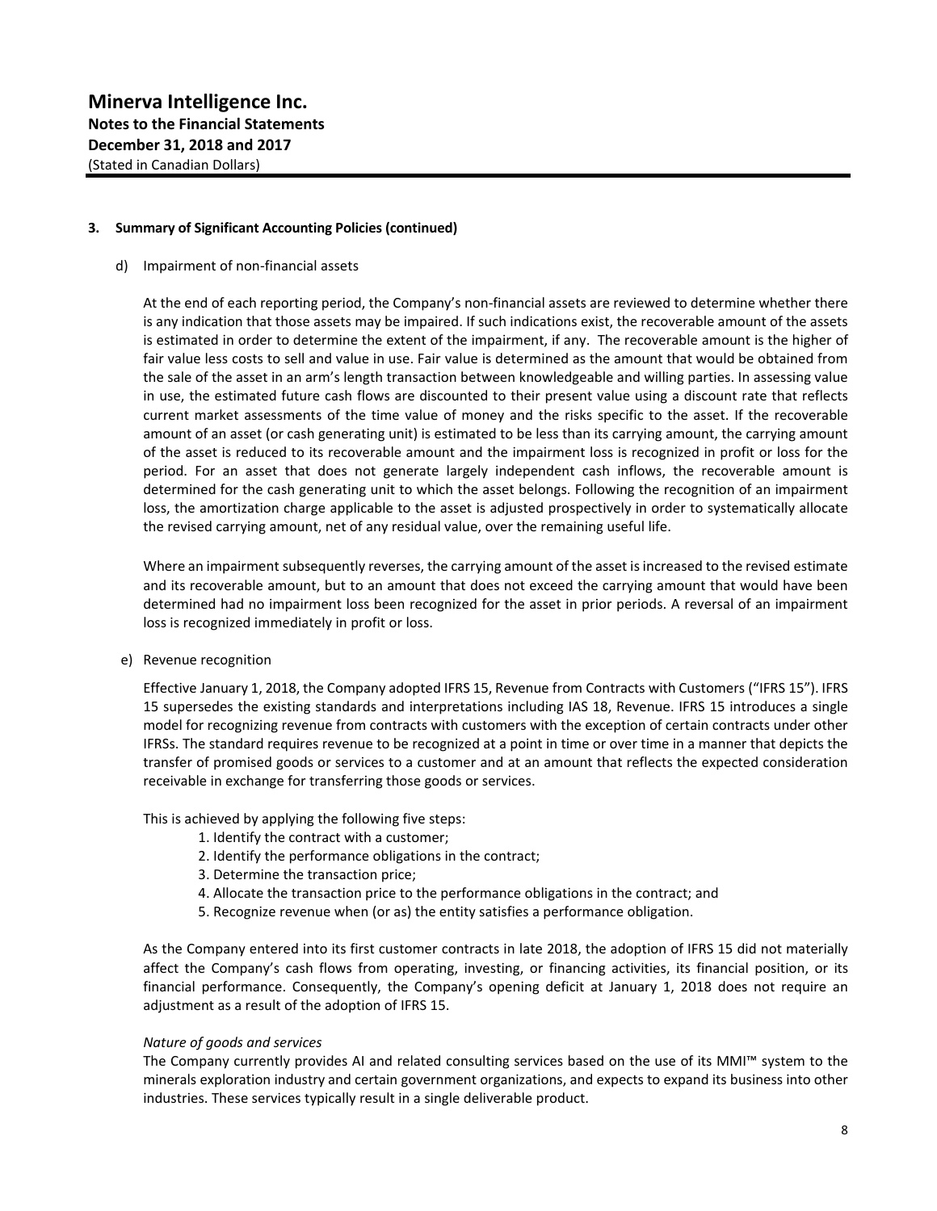### 3. Summary of Significant Accounting Policies (continued)

d) Impairment of non-financial assets

At the end of each reporting period, the Company's non-financial assets are reviewed to determine whether there is any indication that those assets may be impaired. If such indications exist, the recoverable amount of the assets is estimated in order to determine the extent of the impairment, if any. The recoverable amount is the higher of fair value less costs to sell and value in use. Fair value is determined as the amount that would be obtained from the sale of the asset in an arm's length transaction between knowledgeable and willing parties. In assessing value in use, the estimated future cash flows are discounted to their present value using a discount rate that reflects current market assessments of the time value of money and the risks specific to the asset. If the recoverable amount of an asset (or cash generating unit) is estimated to be less than its carrying amount, the carrying amount of the asset is reduced to its recoverable amount and the impairment loss is recognized in profit or loss for the period. For an asset that does not generate largely independent cash inflows, the recoverable amount is determined for the cash generating unit to which the asset belongs. Following the recognition of an impairment loss, the amortization charge applicable to the asset is adjusted prospectively in order to systematically allocate the revised carrying amount, net of any residual value, over the remaining useful life.

Where an impairment subsequently reverses, the carrying amount of the asset is increased to the revised estimate and its recoverable amount, but to an amount that does not exceed the carrying amount that would have been determined had no impairment loss been recognized for the asset in prior periods. A reversal of an impairment loss is recognized immediately in profit or loss.

e) Revenue recognition

Effective January 1, 2018, the Company adopted IFRS 15, Revenue from Contracts with Customers ("IFRS 15"). IFRS 15 supersedes the existing standards and interpretations including IAS 18, Revenue. IFRS 15 introduces a single model for recognizing revenue from contracts with customers with the exception of certain contracts under other IFRSs. The standard requires revenue to be recognized at a point in time or over time in a manner that depicts the transfer of promised goods or services to a customer and at an amount that reflects the expected consideration receivable in exchange for transferring those goods or services.

This is achieved by applying the following five steps:

1. Identify the contract with a customer;
2. Identify the performance obligations in the contract;
3. Determine the transaction price;
4. Allocate the transaction price to the performance obligations in the contract; and
5. Recognize revenue when (or as) the entity satisfies a performance obligation.

As the Company entered into its first customer contracts in late 2018, the adoption of IFRS 15 did not materially affect the Company's cash flows from operating, investing, or financing activities, its financial position, or its financial performance. Consequently, the Company's opening deficit at January 1, 2018 does not require an adjustment as a result of the adoption of IFRS 15.

*Nature of goods and services*

The Company currently provides AI and related consulting services based on the use of its MMI™ system to the minerals exploration industry and certain government organizations, and expects to expand its business into other industries. These services typically result in a single deliverable product.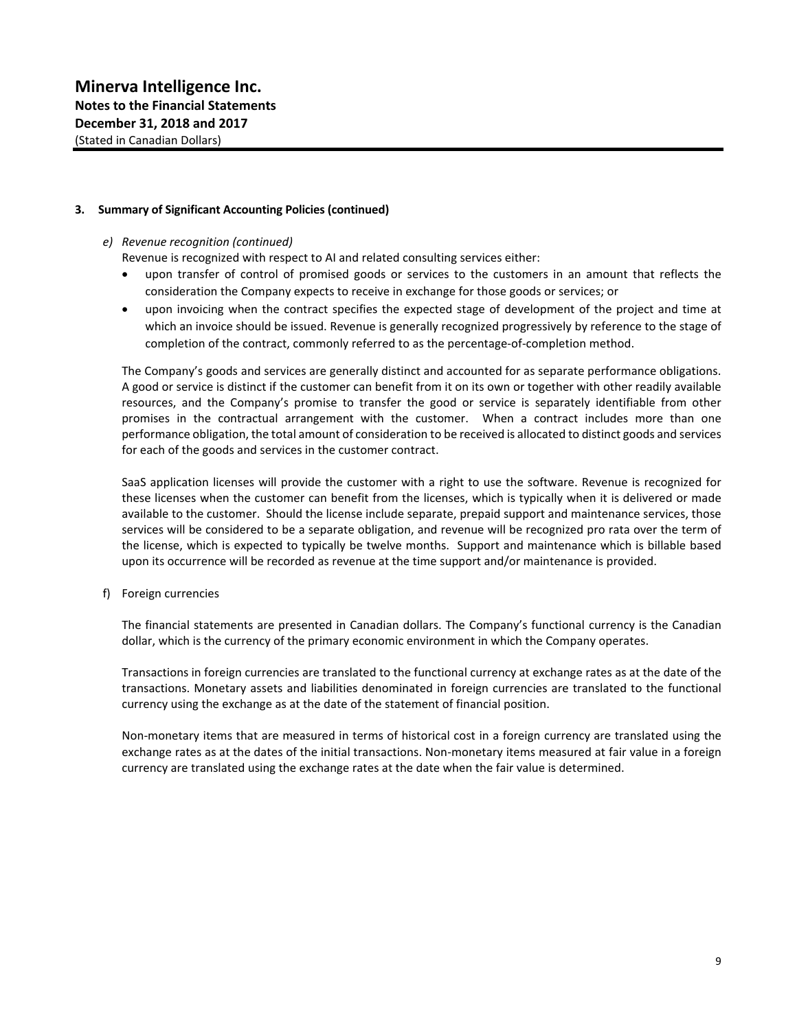# Minerva Intelligence Inc.

**Notes to the Financial Statements**
**December 31, 2018 and 2017**
(Stated in Canadian Dollars)

**3. Summary of Significant Accounting Policies (continued)**

*e) Revenue recognition (continued)*

Revenue is recognized with respect to AI and related consulting services either:

- upon transfer of control of promised goods or services to the customers in an amount that reflects the consideration the Company expects to receive in exchange for those goods or services; or
- upon invoicing when the contract specifies the expected stage of development of the project and time at which an invoice should be issued. Revenue is generally recognized progressively by reference to the stage of completion of the contract, commonly referred to as the percentage-of-completion method.

The Company's goods and services are generally distinct and accounted for as separate performance obligations. A good or service is distinct if the customer can benefit from it on its own or together with other readily available resources, and the Company's promise to transfer the good or service is separately identifiable from other promises in the contractual arrangement with the customer. When a contract includes more than one performance obligation, the total amount of consideration to be received is allocated to distinct goods and services for each of the goods and services in the customer contract.

SaaS application licenses will provide the customer with a right to use the software. Revenue is recognized for these licenses when the customer can benefit from the licenses, which is typically when it is delivered or made available to the customer. Should the license include separate, prepaid support and maintenance services, those services will be considered to be a separate obligation, and revenue will be recognized pro rata over the term of the license, which is expected to typically be twelve months. Support and maintenance which is billable based upon its occurrence will be recorded as revenue at the time support and/or maintenance is provided.

f) Foreign currencies

The financial statements are presented in Canadian dollars. The Company's functional currency is the Canadian dollar, which is the currency of the primary economic environment in which the Company operates.

Transactions in foreign currencies are translated to the functional currency at exchange rates as at the date of the transactions. Monetary assets and liabilities denominated in foreign currencies are translated to the functional currency using the exchange as at the date of the statement of financial position.

Non-monetary items that are measured in terms of historical cost in a foreign currency are translated using the exchange rates as at the dates of the initial transactions. Non-monetary items measured at fair value in a foreign currency are translated using the exchange rates at the date when the fair value is determined.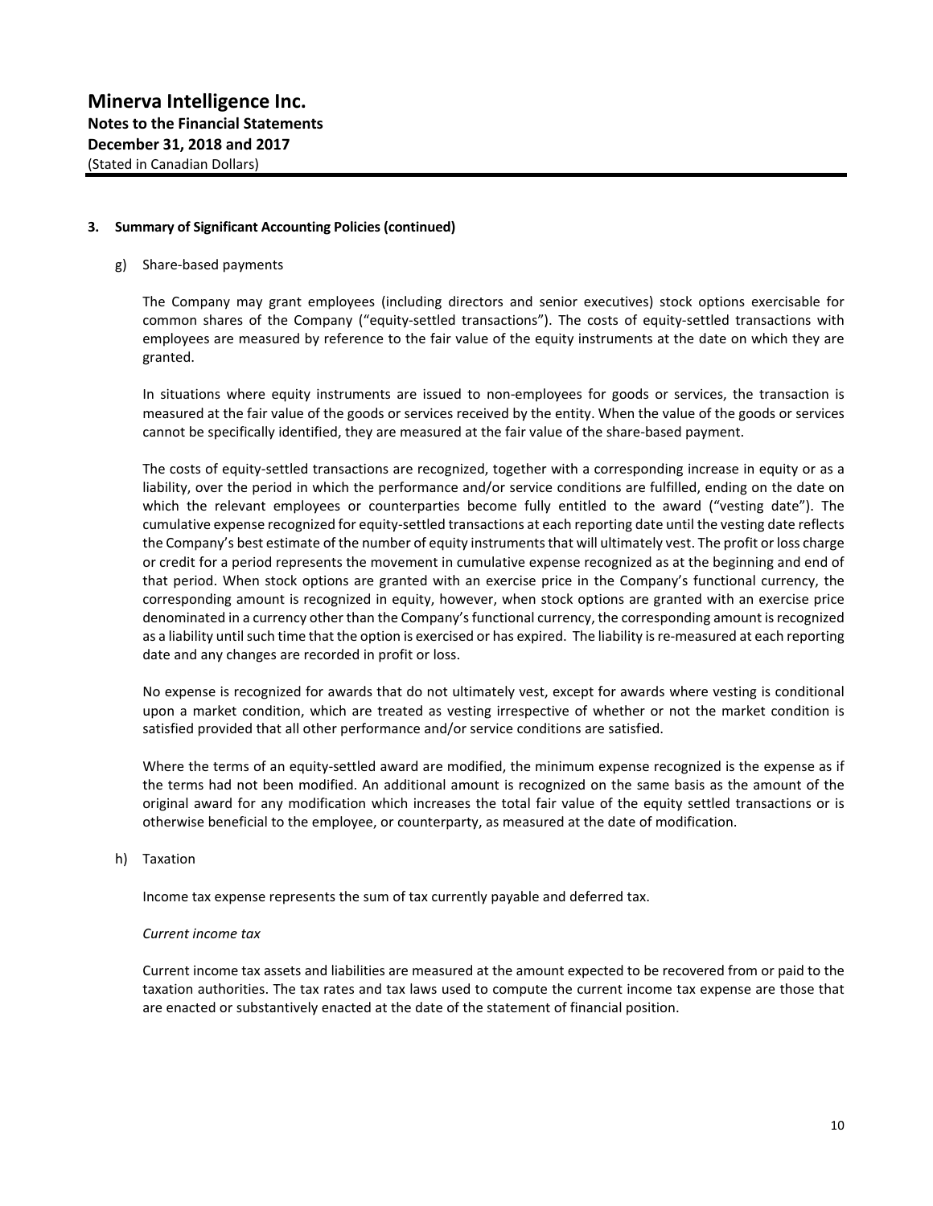# Minerva Intelligence Inc.

**Notes to the Financial Statements**
**December 31, 2018 and 2017**
(Stated in Canadian Dollars)

**3. Summary of Significant Accounting Policies (continued)**

g) Share-based payments

The Company may grant employees (including directors and senior executives) stock options exercisable for common shares of the Company ("equity-settled transactions"). The costs of equity-settled transactions with employees are measured by reference to the fair value of the equity instruments at the date on which they are granted.

In situations where equity instruments are issued to non-employees for goods or services, the transaction is measured at the fair value of the goods or services received by the entity. When the value of the goods or services cannot be specifically identified, they are measured at the fair value of the share-based payment.

The costs of equity-settled transactions are recognized, together with a corresponding increase in equity or as a liability, over the period in which the performance and/or service conditions are fulfilled, ending on the date on which the relevant employees or counterparties become fully entitled to the award ("vesting date"). The cumulative expense recognized for equity-settled transactions at each reporting date until the vesting date reflects the Company's best estimate of the number of equity instruments that will ultimately vest. The profit or loss charge or credit for a period represents the movement in cumulative expense recognized as at the beginning and end of that period. When stock options are granted with an exercise price in the Company's functional currency, the corresponding amount is recognized in equity, however, when stock options are granted with an exercise price denominated in a currency other than the Company's functional currency, the corresponding amount is recognized as a liability until such time that the option is exercised or has expired. The liability is re-measured at each reporting date and any changes are recorded in profit or loss.

No expense is recognized for awards that do not ultimately vest, except for awards where vesting is conditional upon a market condition, which are treated as vesting irrespective of whether or not the market condition is satisfied provided that all other performance and/or service conditions are satisfied.

Where the terms of an equity-settled award are modified, the minimum expense recognized is the expense as if the terms had not been modified. An additional amount is recognized on the same basis as the amount of the original award for any modification which increases the total fair value of the equity settled transactions or is otherwise beneficial to the employee, or counterparty, as measured at the date of modification.

h) Taxation

Income tax expense represents the sum of tax currently payable and deferred tax.

*Current income tax*

Current income tax assets and liabilities are measured at the amount expected to be recovered from or paid to the taxation authorities. The tax rates and tax laws used to compute the current income tax expense are those that are enacted or substantively enacted at the date of the statement of financial position.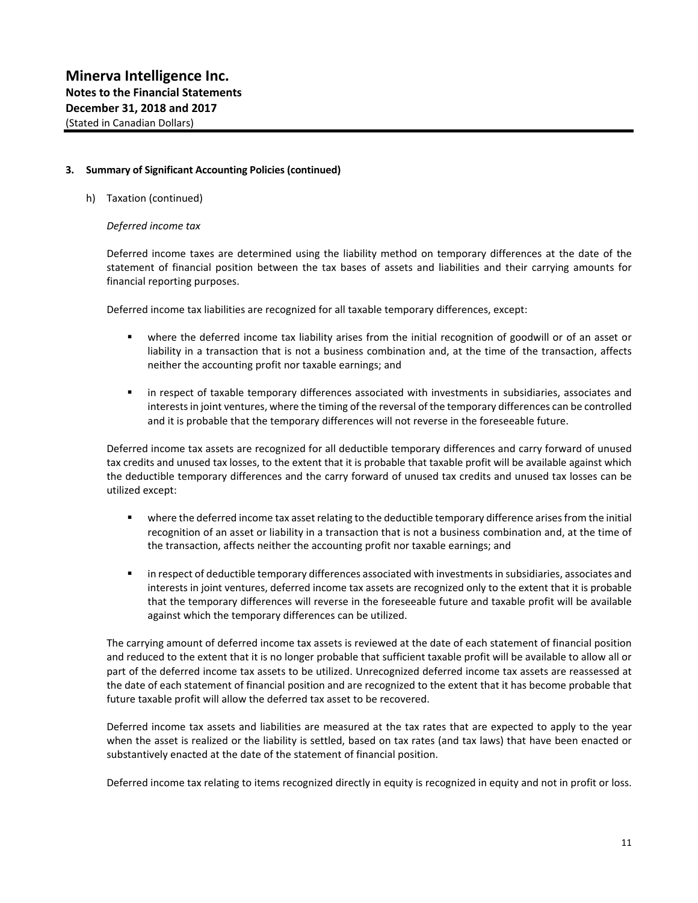# Minerva Intelligence Inc.

**Notes to the Financial Statements**
**December 31, 2018 and 2017**
(Stated in Canadian Dollars)

**3. Summary of Significant Accounting Policies (continued)**

h) Taxation (continued)

*Deferred income tax*

Deferred income taxes are determined using the liability method on temporary differences at the date of the statement of financial position between the tax bases of assets and liabilities and their carrying amounts for financial reporting purposes.

Deferred income tax liabilities are recognized for all taxable temporary differences, except:

- where the deferred income tax liability arises from the initial recognition of goodwill or of an asset or liability in a transaction that is not a business combination and, at the time of the transaction, affects neither the accounting profit nor taxable earnings; and
- in respect of taxable temporary differences associated with investments in subsidiaries, associates and interests in joint ventures, where the timing of the reversal of the temporary differences can be controlled and it is probable that the temporary differences will not reverse in the foreseeable future.

Deferred income tax assets are recognized for all deductible temporary differences and carry forward of unused tax credits and unused tax losses, to the extent that it is probable that taxable profit will be available against which the deductible temporary differences and the carry forward of unused tax credits and unused tax losses can be utilized except:

- where the deferred income tax asset relating to the deductible temporary difference arises from the initial recognition of an asset or liability in a transaction that is not a business combination and, at the time of the transaction, affects neither the accounting profit nor taxable earnings; and
- in respect of deductible temporary differences associated with investments in subsidiaries, associates and interests in joint ventures, deferred income tax assets are recognized only to the extent that it is probable that the temporary differences will reverse in the foreseeable future and taxable profit will be available against which the temporary differences can be utilized.

The carrying amount of deferred income tax assets is reviewed at the date of each statement of financial position and reduced to the extent that it is no longer probable that sufficient taxable profit will be available to allow all or part of the deferred income tax assets to be utilized. Unrecognized deferred income tax assets are reassessed at the date of each statement of financial position and are recognized to the extent that it has become probable that future taxable profit will allow the deferred tax asset to be recovered.

Deferred income tax assets and liabilities are measured at the tax rates that are expected to apply to the year when the asset is realized or the liability is settled, based on tax rates (and tax laws) that have been enacted or substantively enacted at the date of the statement of financial position.

Deferred income tax relating to items recognized directly in equity is recognized in equity and not in profit or loss.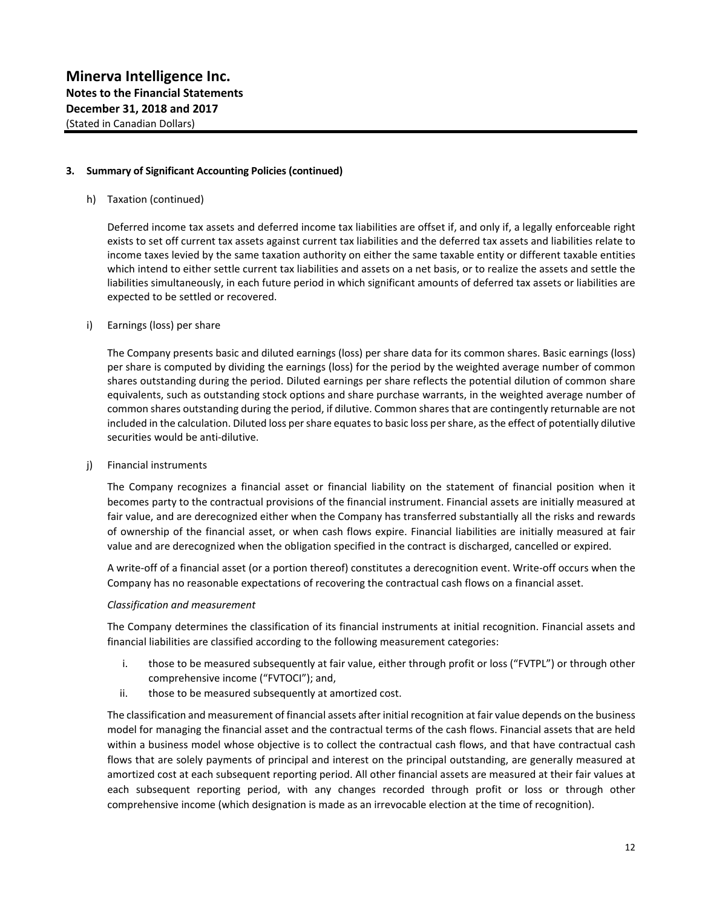**3. Summary of Significant Accounting Policies (continued)**

h) Taxation (continued)

Deferred income tax assets and deferred income tax liabilities are offset if, and only if, a legally enforceable right exists to set off current tax assets against current tax liabilities and the deferred tax assets and liabilities relate to income taxes levied by the same taxation authority on either the same taxable entity or different taxable entities which intend to either settle current tax liabilities and assets on a net basis, or to realize the assets and settle the liabilities simultaneously, in each future period in which significant amounts of deferred tax assets or liabilities are expected to be settled or recovered.

i) Earnings (loss) per share

The Company presents basic and diluted earnings (loss) per share data for its common shares. Basic earnings (loss) per share is computed by dividing the earnings (loss) for the period by the weighted average number of common shares outstanding during the period. Diluted earnings per share reflects the potential dilution of common share equivalents, such as outstanding stock options and share purchase warrants, in the weighted average number of common shares outstanding during the period, if dilutive. Common shares that are contingently returnable are not included in the calculation. Diluted loss per share equates to basic loss per share, as the effect of potentially dilutive securities would be anti-dilutive.

j) Financial instruments

The Company recognizes a financial asset or financial liability on the statement of financial position when it becomes party to the contractual provisions of the financial instrument. Financial assets are initially measured at fair value, and are derecognized either when the Company has transferred substantially all the risks and rewards of ownership of the financial asset, or when cash flows expire. Financial liabilities are initially measured at fair value and are derecognized when the obligation specified in the contract is discharged, cancelled or expired.

A write-off of a financial asset (or a portion thereof) constitutes a derecognition event. Write-off occurs when the Company has no reasonable expectations of recovering the contractual cash flows on a financial asset.

*Classification and measurement*

The Company determines the classification of its financial instruments at initial recognition. Financial assets and financial liabilities are classified according to the following measurement categories:

i. those to be measured subsequently at fair value, either through profit or loss ("FVTPL") or through other comprehensive income ("FVTOCI"); and,
ii. those to be measured subsequently at amortized cost.

The classification and measurement of financial assets after initial recognition at fair value depends on the business model for managing the financial asset and the contractual terms of the cash flows. Financial assets that are held within a business model whose objective is to collect the contractual cash flows, and that have contractual cash flows that are solely payments of principal and interest on the principal outstanding, are generally measured at amortized cost at each subsequent reporting period. All other financial assets are measured at their fair values at each subsequent reporting period, with any changes recorded through profit or loss or through other comprehensive income (which designation is made as an irrevocable election at the time of recognition).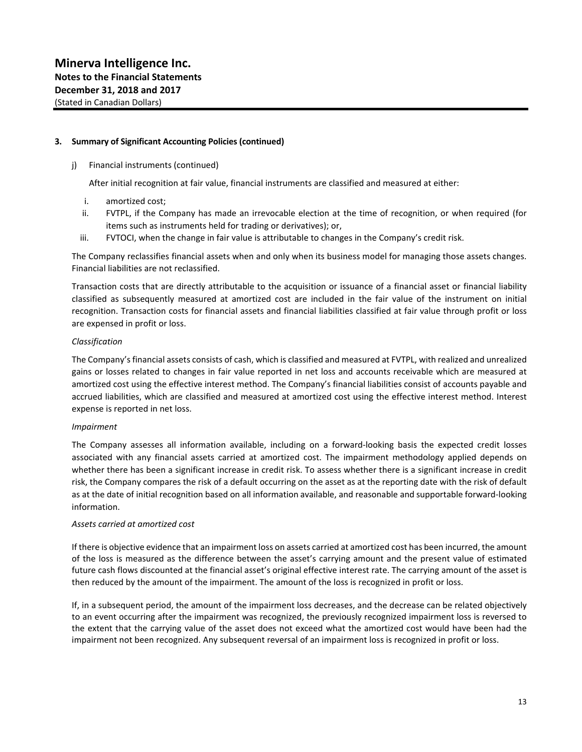### 3. Summary of Significant Accounting Policies (continued)

j) Financial instruments (continued)

After initial recognition at fair value, financial instruments are classified and measured at either:

i. amortized cost;
ii. FVTPL, if the Company has made an irrevocable election at the time of recognition, or when required (for items such as instruments held for trading or derivatives); or,
iii. FVTOCI, when the change in fair value is attributable to changes in the Company's credit risk.

The Company reclassifies financial assets when and only when its business model for managing those assets changes. Financial liabilities are not reclassified.

Transaction costs that are directly attributable to the acquisition or issuance of a financial asset or financial liability classified as subsequently measured at amortized cost are included in the fair value of the instrument on initial recognition. Transaction costs for financial assets and financial liabilities classified at fair value through profit or loss are expensed in profit or loss.

*Classification*

The Company's financial assets consists of cash, which is classified and measured at FVTPL, with realized and unrealized gains or losses related to changes in fair value reported in net loss and accounts receivable which are measured at amortized cost using the effective interest method. The Company's financial liabilities consist of accounts payable and accrued liabilities, which are classified and measured at amortized cost using the effective interest method. Interest expense is reported in net loss.

*Impairment*

The Company assesses all information available, including on a forward-looking basis the expected credit losses associated with any financial assets carried at amortized cost. The impairment methodology applied depends on whether there has been a significant increase in credit risk. To assess whether there is a significant increase in credit risk, the Company compares the risk of a default occurring on the asset as at the reporting date with the risk of default as at the date of initial recognition based on all information available, and reasonable and supportable forward-looking information.

*Assets carried at amortized cost*

If there is objective evidence that an impairment loss on assets carried at amortized cost has been incurred, the amount of the loss is measured as the difference between the asset's carrying amount and the present value of estimated future cash flows discounted at the financial asset's original effective interest rate. The carrying amount of the asset is then reduced by the amount of the impairment. The amount of the loss is recognized in profit or loss.

If, in a subsequent period, the amount of the impairment loss decreases, and the decrease can be related objectively to an event occurring after the impairment was recognized, the previously recognized impairment loss is reversed to the extent that the carrying value of the asset does not exceed what the amortized cost would have been had the impairment not been recognized. Any subsequent reversal of an impairment loss is recognized in profit or loss.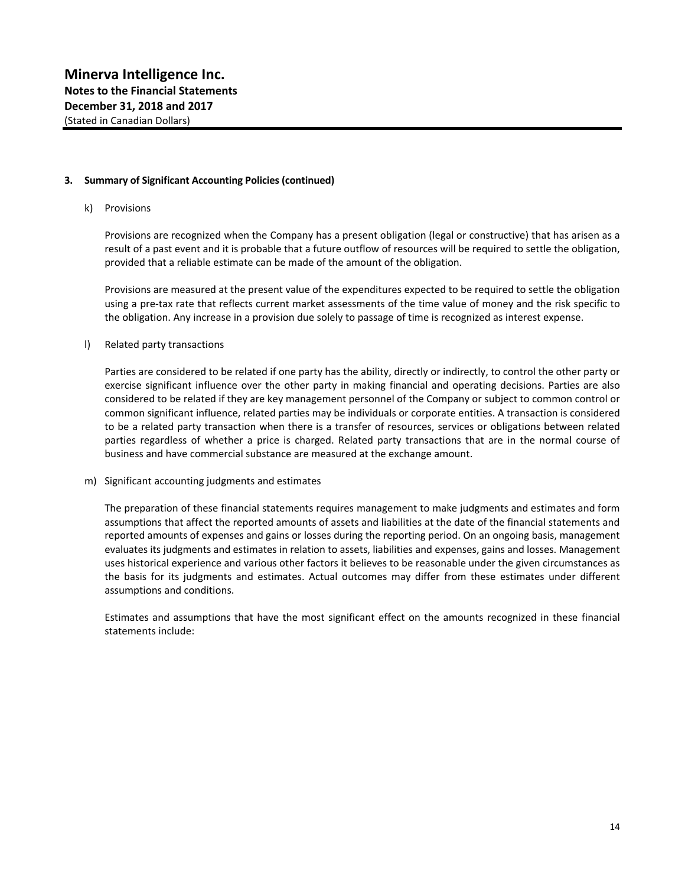## 3. Summary of Significant Accounting Policies (continued)

k) Provisions

Provisions are recognized when the Company has a present obligation (legal or constructive) that has arisen as a result of a past event and it is probable that a future outflow of resources will be required to settle the obligation, provided that a reliable estimate can be made of the amount of the obligation.

Provisions are measured at the present value of the expenditures expected to be required to settle the obligation using a pre-tax rate that reflects current market assessments of the time value of money and the risk specific to the obligation. Any increase in a provision due solely to passage of time is recognized as interest expense.

l) Related party transactions

Parties are considered to be related if one party has the ability, directly or indirectly, to control the other party or exercise significant influence over the other party in making financial and operating decisions. Parties are also considered to be related if they are key management personnel of the Company or subject to common control or common significant influence, related parties may be individuals or corporate entities. A transaction is considered to be a related party transaction when there is a transfer of resources, services or obligations between related parties regardless of whether a price is charged. Related party transactions that are in the normal course of business and have commercial substance are measured at the exchange amount.

m) Significant accounting judgments and estimates

The preparation of these financial statements requires management to make judgments and estimates and form assumptions that affect the reported amounts of assets and liabilities at the date of the financial statements and reported amounts of expenses and gains or losses during the reporting period. On an ongoing basis, management evaluates its judgments and estimates in relation to assets, liabilities and expenses, gains and losses. Management uses historical experience and various other factors it believes to be reasonable under the given circumstances as the basis for its judgments and estimates. Actual outcomes may differ from these estimates under different assumptions and conditions.

Estimates and assumptions that have the most significant effect on the amounts recognized in these financial statements include: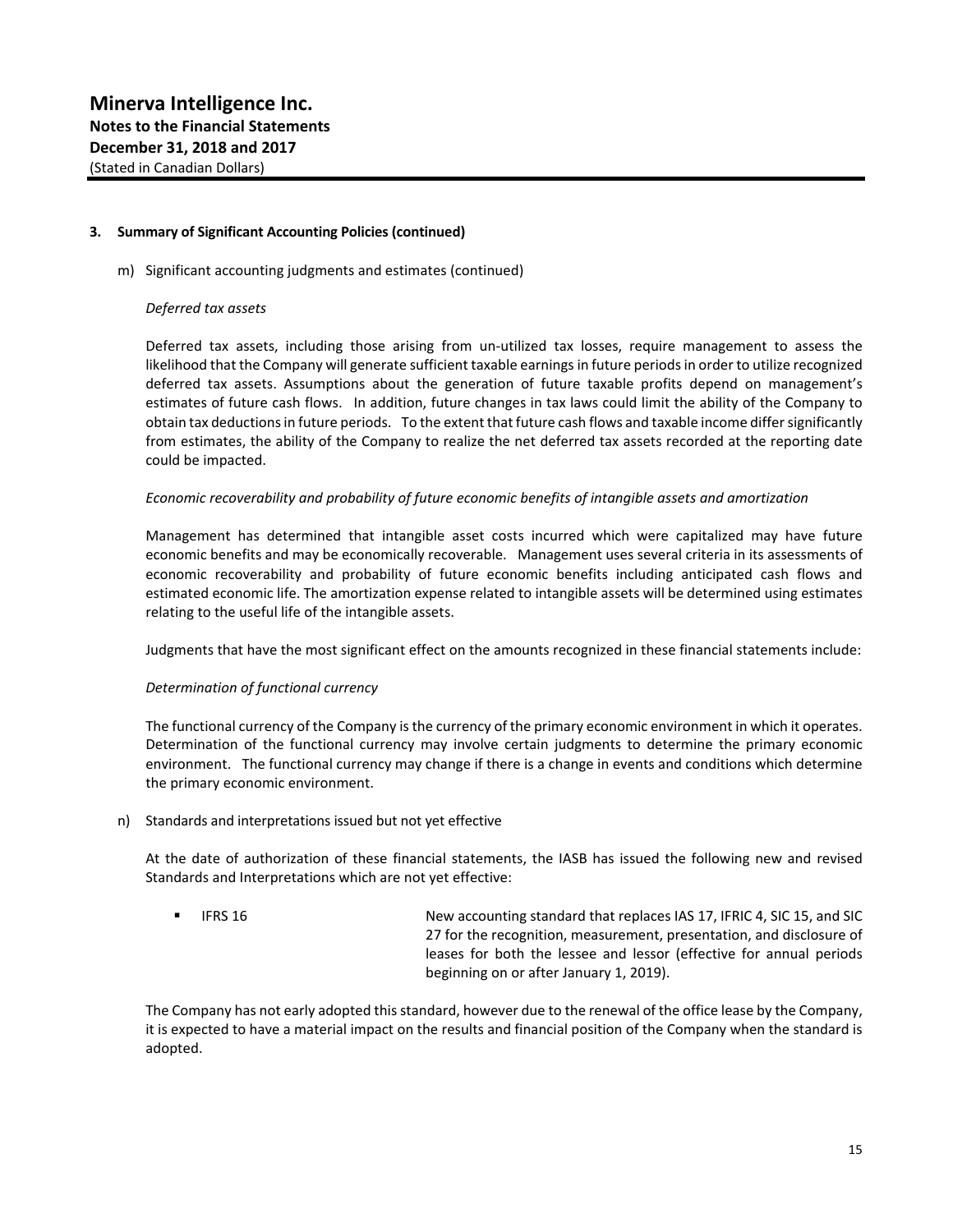### 3. Summary of Significant Accounting Policies (continued)

m) Significant accounting judgments and estimates (continued)

*Deferred tax assets*

Deferred tax assets, including those arising from un-utilized tax losses, require management to assess the likelihood that the Company will generate sufficient taxable earnings in future periods in order to utilize recognized deferred tax assets. Assumptions about the generation of future taxable profits depend on management's estimates of future cash flows. In addition, future changes in tax laws could limit the ability of the Company to obtain tax deductions in future periods. To the extent that future cash flows and taxable income differ significantly from estimates, the ability of the Company to realize the net deferred tax assets recorded at the reporting date could be impacted.

*Economic recoverability and probability of future economic benefits of intangible assets and amortization*

Management has determined that intangible asset costs incurred which were capitalized may have future economic benefits and may be economically recoverable. Management uses several criteria in its assessments of economic recoverability and probability of future economic benefits including anticipated cash flows and estimated economic life. The amortization expense related to intangible assets will be determined using estimates relating to the useful life of the intangible assets.

Judgments that have the most significant effect on the amounts recognized in these financial statements include:

*Determination of functional currency*

The functional currency of the Company is the currency of the primary economic environment in which it operates. Determination of the functional currency may involve certain judgments to determine the primary economic environment. The functional currency may change if there is a change in events and conditions which determine the primary economic environment.

n) Standards and interpretations issued but not yet effective

At the date of authorization of these financial statements, the IASB has issued the following new and revised Standards and Interpretations which are not yet effective:

- IFRS 16 — New accounting standard that replaces IAS 17, IFRIC 4, SIC 15, and SIC 27 for the recognition, measurement, presentation, and disclosure of leases for both the lessee and lessor (effective for annual periods beginning on or after January 1, 2019).

The Company has not early adopted this standard, however due to the renewal of the office lease by the Company, it is expected to have a material impact on the results and financial position of the Company when the standard is adopted.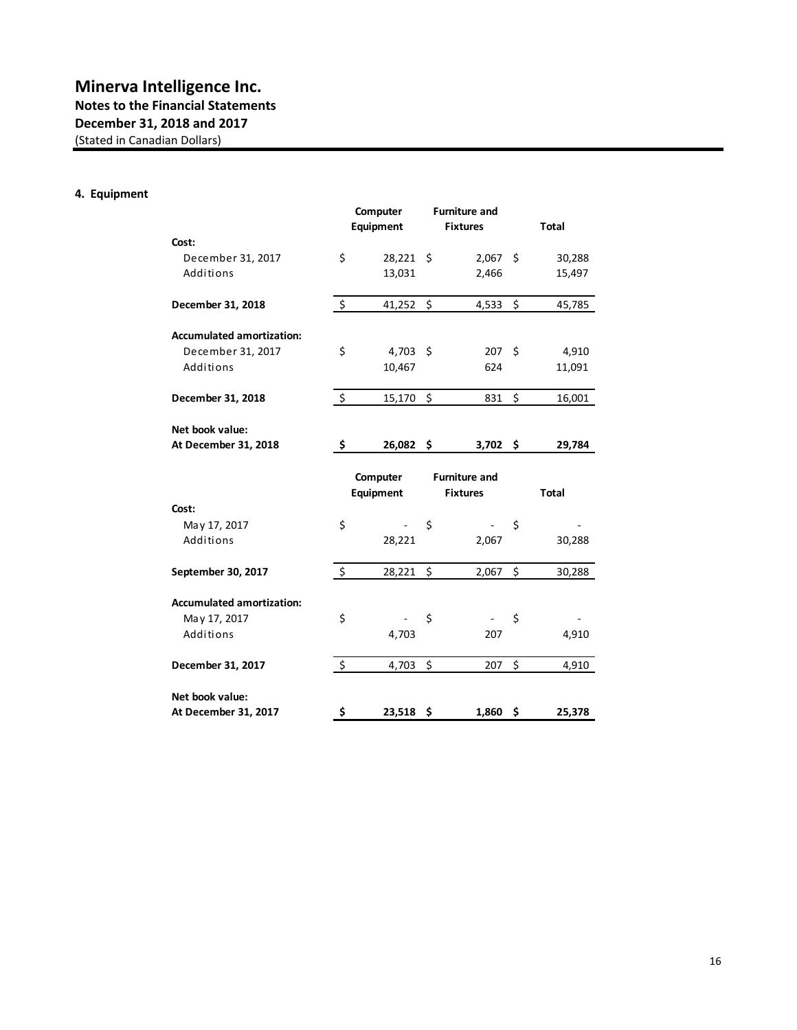# Minerva Intelligence Inc.

**Notes to the Financial Statements**
**December 31, 2018 and 2017**
(Stated in Canadian Dollars)

### 4. Equipment

| | Computer Equipment | Furniture and Fixtures | Total |
|---|---|---|---|
| **Cost:** | | | |
| December 31, 2017 | $ 28,221 | $ 2,067 | $ 30,288 |
| Additions | 13,031 | 2,466 | 15,497 |
| **December 31, 2018** | $ 41,252 | $ 4,533 | $ 45,785 |
| **Accumulated amortization:** | | | |
| December 31, 2017 | $ 4,703 | $ 207 | $ 4,910 |
| Additions | 10,467 | 624 | 11,091 |
| **December 31, 2018** | $ 15,170 | $ 831 | $ 16,001 |
| **Net book value:** | | | |
| **At December 31, 2018** | **$ 26,082** | **$ 3,702** | **$ 29,784** |

| | Computer Equipment | Furniture and Fixtures | Total |
|---|---|---|---|
| **Cost:** | | | |
| May 17, 2017 | $ - | $ - | $ - |
| Additions | 28,221 | 2,067 | 30,288 |
| **September 30, 2017** | $ 28,221 | $ 2,067 | $ 30,288 |
| **Accumulated amortization:** | | | |
| May 17, 2017 | $ - | $ - | $ - |
| Additions | 4,703 | 207 | 4,910 |
| **December 31, 2017** | $ 4,703 | $ 207 | $ 4,910 |
| **Net book value:** | | | |
| **At December 31, 2017** | **$ 23,518** | **$ 1,860** | **$ 25,378** |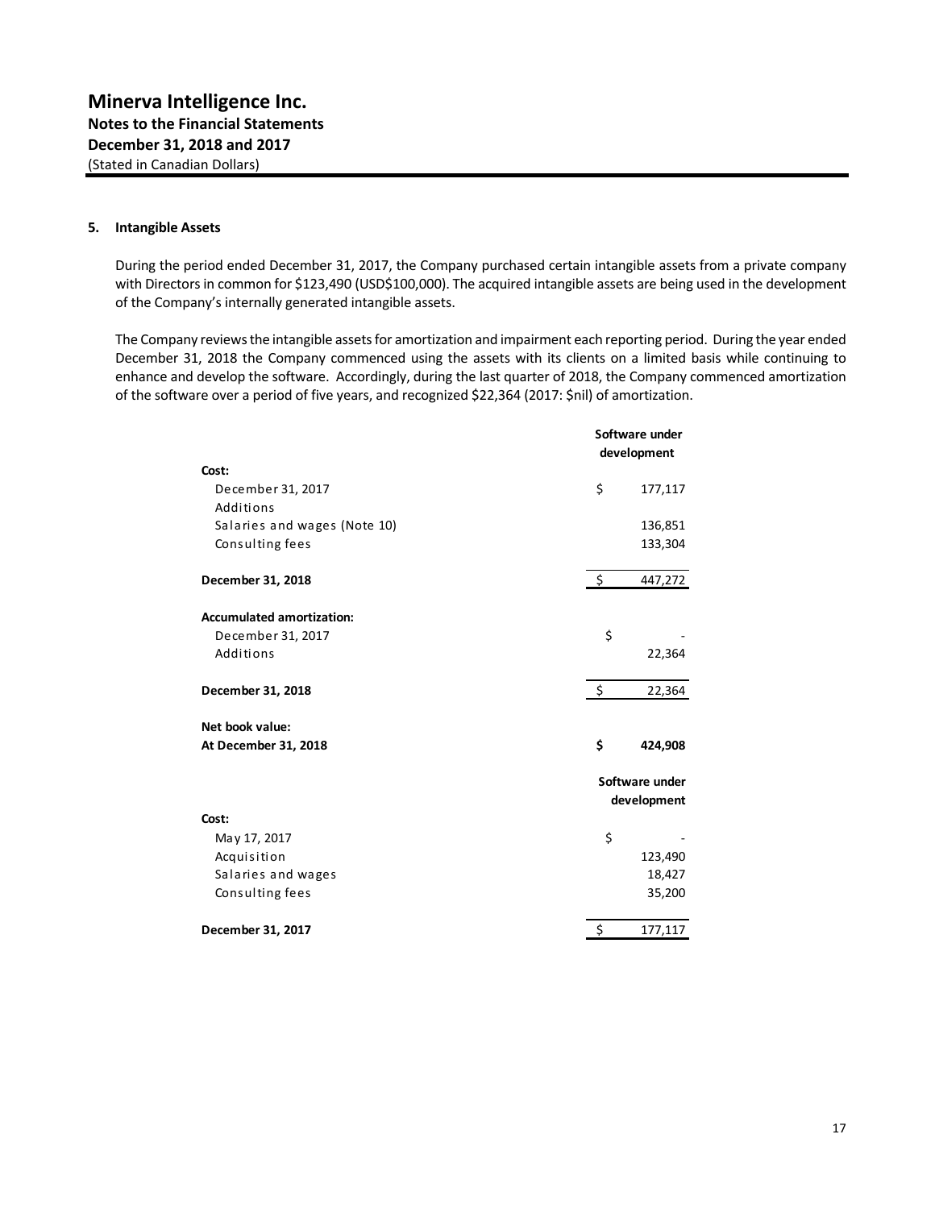# Minerva Intelligence Inc.

**Notes to the Financial Statements**
**December 31, 2018 and 2017**
(Stated in Canadian Dollars)

## 5. Intangible Assets

During the period ended December 31, 2017, the Company purchased certain intangible assets from a private company with Directors in common for $123,490 (USD$100,000). The acquired intangible assets are being used in the development of the Company's internally generated intangible assets.

The Company reviews the intangible assets for amortization and impairment each reporting period. During the year ended December 31, 2018 the Company commenced using the assets with its clients on a limited basis while continuing to enhance and develop the software. Accordingly, during the last quarter of 2018, the Company commenced amortization of the software over a period of five years, and recognized $22,364 (2017: $nil) of amortization.

| | Software under development |
|---|---|
| **Cost:** | |
| December 31, 2017 | $ 177,117 |
| Additions | |
| Salaries and wages (Note 10) | 136,851 |
| Consulting fees | 133,304 |
| **December 31, 2018** | $ 447,272 |
| **Accumulated amortization:** | |
| December 31, 2017 | $ - |
| Additions | 22,364 |
| **December 31, 2018** | $ 22,364 |
| **Net book value:** | |
| **At December 31, 2018** | **$ 424,908** |

| | Software under development |
|---|---|
| **Cost:** | |
| May 17, 2017 | $ - |
| Acquisition | 123,490 |
| Salaries and wages | 18,427 |
| Consulting fees | 35,200 |
| **December 31, 2017** | $ 177,117 |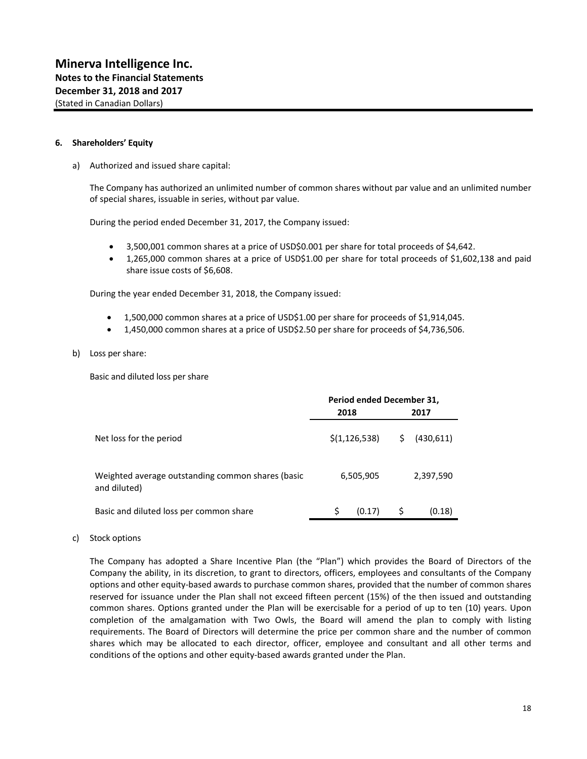## 6. Shareholders' Equity

a) Authorized and issued share capital:

The Company has authorized an unlimited number of common shares without par value and an unlimited number of special shares, issuable in series, without par value.

During the period ended December 31, 2017, the Company issued:

- 3,500,001 common shares at a price of USD$0.001 per share for total proceeds of $4,642.
- 1,265,000 common shares at a price of USD$1.00 per share for total proceeds of $1,602,138 and paid share issue costs of $6,608.

During the year ended December 31, 2018, the Company issued:

- 1,500,000 common shares at a price of USD$1.00 per share for proceeds of $1,914,045.
- 1,450,000 common shares at a price of USD$2.50 per share for proceeds of $4,736,506.

b) Loss per share:

Basic and diluted loss per share

| | Period ended December 31, 2018 | Period ended December 31, 2017 |
|---|---|---|
| Net loss for the period | $(1,126,538) | $ (430,611) |
| Weighted average outstanding common shares (basic and diluted) | 6,505,905 | 2,397,590 |
| Basic and diluted loss per common share | $ (0.17) | $ (0.18) |

c) Stock options

The Company has adopted a Share Incentive Plan (the "Plan") which provides the Board of Directors of the Company the ability, in its discretion, to grant to directors, officers, employees and consultants of the Company options and other equity-based awards to purchase common shares, provided that the number of common shares reserved for issuance under the Plan shall not exceed fifteen percent (15%) of the then issued and outstanding common shares. Options granted under the Plan will be exercisable for a period of up to ten (10) years. Upon completion of the amalgamation with Two Owls, the Board will amend the plan to comply with listing requirements. The Board of Directors will determine the price per common share and the number of common shares which may be allocated to each director, officer, employee and consultant and all other terms and conditions of the options and other equity-based awards granted under the Plan.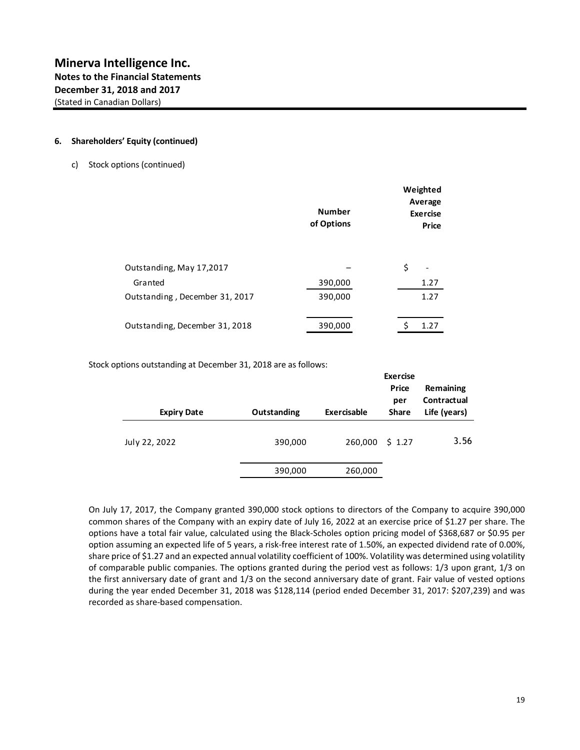# Minerva Intelligence Inc.

**Notes to the Financial Statements**
**December 31, 2018 and 2017**
(Stated in Canadian Dollars)

**6. Shareholders' Equity (continued)**

c) Stock options (continued)

| | Number of Options | Weighted Average Exercise Price |
|---|---|---|
| Outstanding, May 17,2017 | – | $ - |
| Granted | 390,000 | 1.27 |
| Outstanding , December 31, 2017 | 390,000 | 1.27 |
| Outstanding, December 31, 2018 | 390,000 | $ 1.27 |

Stock options outstanding at December 31, 2018 are as follows:

| Expiry Date | Outstanding | Exercisable | Exercise Price per Share | Remaining Contractual Life (years) |
|---|---|---|---|---|
| July 22, 2022 | 390,000 | 260,000 | $ 1.27 | 3.56 |
| | 390,000 | 260,000 | | |

On July 17, 2017, the Company granted 390,000 stock options to directors of the Company to acquire 390,000 common shares of the Company with an expiry date of July 16, 2022 at an exercise price of $1.27 per share. The options have a total fair value, calculated using the Black-Scholes option pricing model of $368,687 or $0.95 per option assuming an expected life of 5 years, a risk-free interest rate of 1.50%, an expected dividend rate of 0.00%, share price of $1.27 and an expected annual volatility coefficient of 100%. Volatility was determined using volatility of comparable public companies. The options granted during the period vest as follows: 1/3 upon grant, 1/3 on the first anniversary date of grant and 1/3 on the second anniversary date of grant. Fair value of vested options during the year ended December 31, 2018 was $128,114 (period ended December 31, 2017: $207,239) and was recorded as share-based compensation.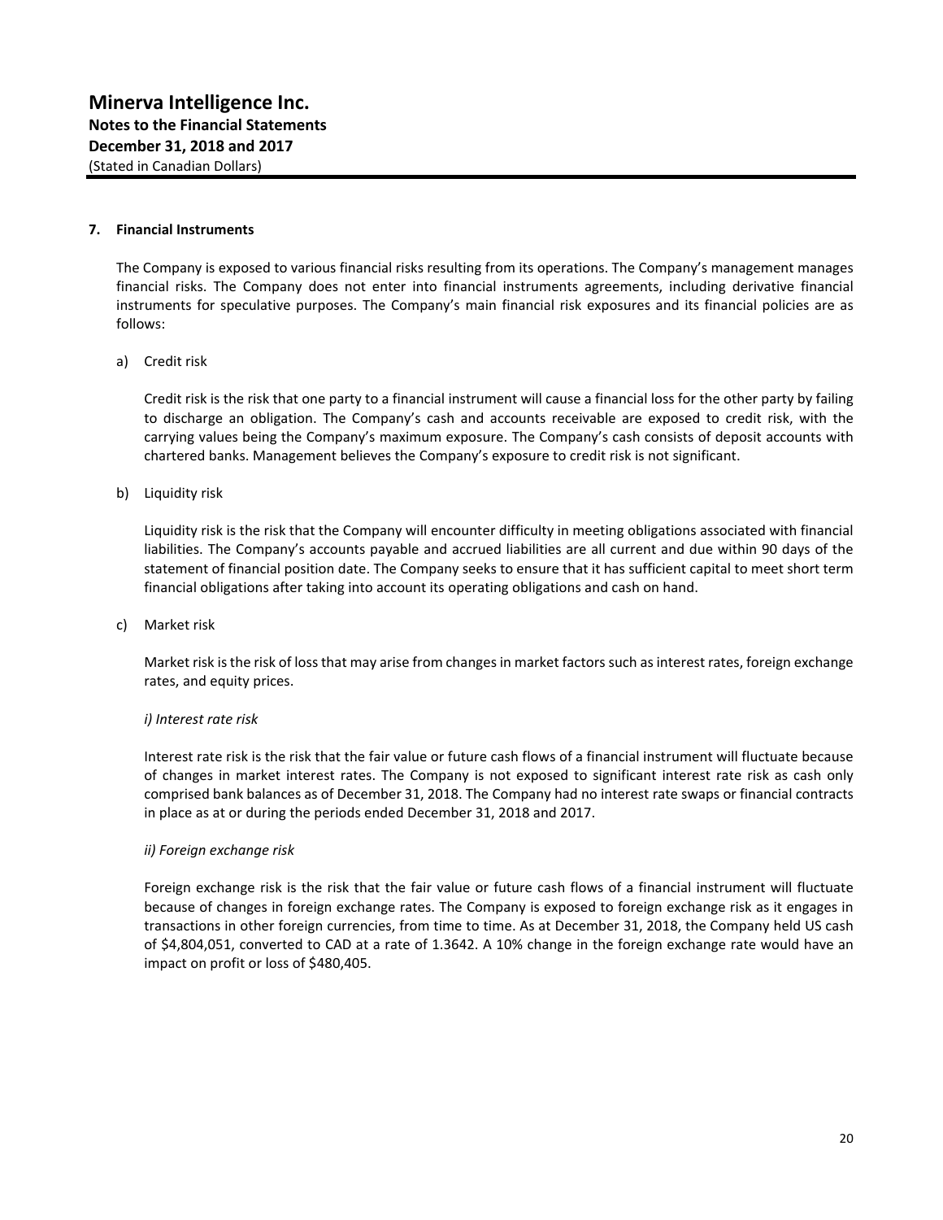## 7. Financial Instruments

The Company is exposed to various financial risks resulting from its operations. The Company's management manages financial risks. The Company does not enter into financial instruments agreements, including derivative financial instruments for speculative purposes. The Company's main financial risk exposures and its financial policies are as follows:

a) Credit risk

Credit risk is the risk that one party to a financial instrument will cause a financial loss for the other party by failing to discharge an obligation. The Company's cash and accounts receivable are exposed to credit risk, with the carrying values being the Company's maximum exposure. The Company's cash consists of deposit accounts with chartered banks. Management believes the Company's exposure to credit risk is not significant.

b) Liquidity risk

Liquidity risk is the risk that the Company will encounter difficulty in meeting obligations associated with financial liabilities. The Company's accounts payable and accrued liabilities are all current and due within 90 days of the statement of financial position date. The Company seeks to ensure that it has sufficient capital to meet short term financial obligations after taking into account its operating obligations and cash on hand.

c) Market risk

Market risk is the risk of loss that may arise from changes in market factors such as interest rates, foreign exchange rates, and equity prices.

*i) Interest rate risk*

Interest rate risk is the risk that the fair value or future cash flows of a financial instrument will fluctuate because of changes in market interest rates. The Company is not exposed to significant interest rate risk as cash only comprised bank balances as of December 31, 2018. The Company had no interest rate swaps or financial contracts in place as at or during the periods ended December 31, 2018 and 2017.

*ii) Foreign exchange risk*

Foreign exchange risk is the risk that the fair value or future cash flows of a financial instrument will fluctuate because of changes in foreign exchange rates. The Company is exposed to foreign exchange risk as it engages in transactions in other foreign currencies, from time to time. As at December 31, 2018, the Company held US cash of $4,804,051, converted to CAD at a rate of 1.3642. A 10% change in the foreign exchange rate would have an impact on profit or loss of $480,405.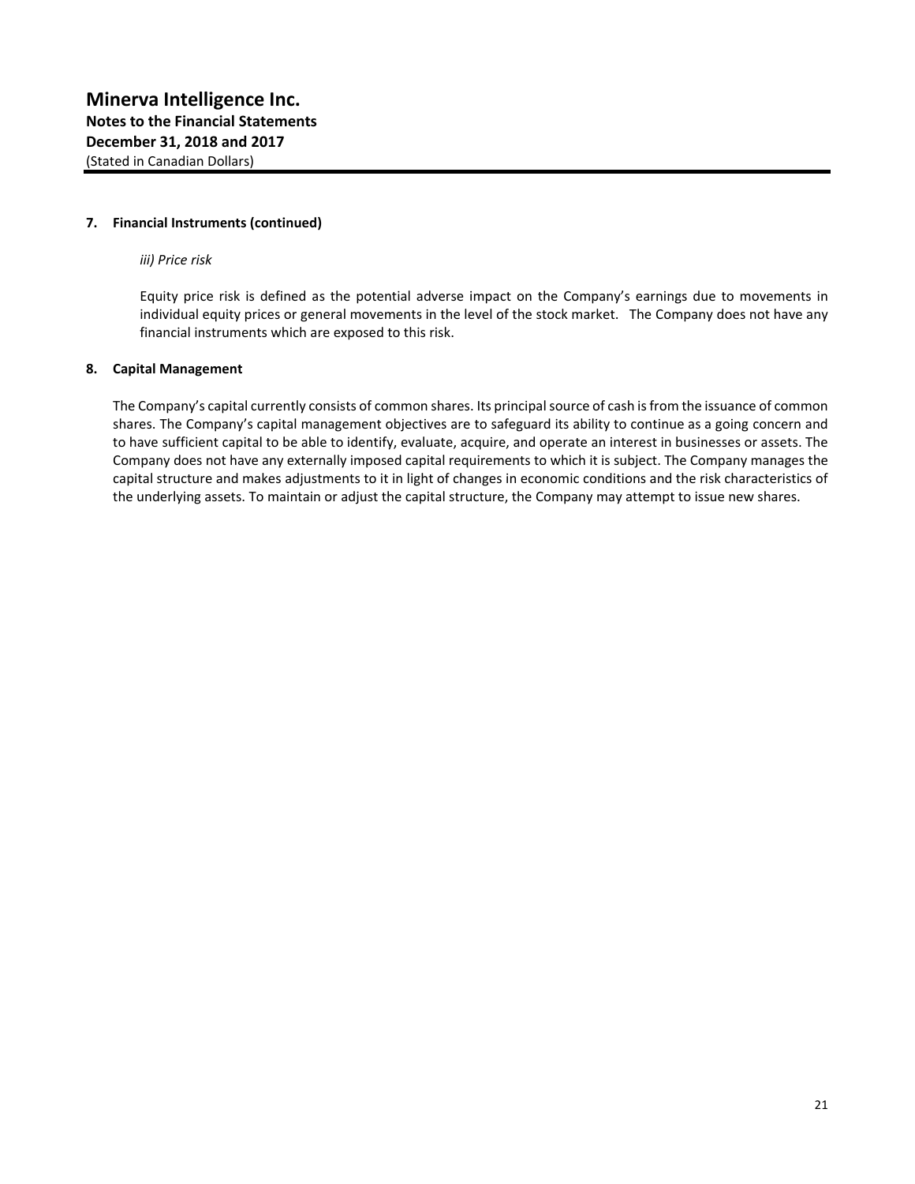**7. Financial Instruments (continued)**

*iii) Price risk*

Equity price risk is defined as the potential adverse impact on the Company's earnings due to movements in individual equity prices or general movements in the level of the stock market. The Company does not have any financial instruments which are exposed to this risk.

**8. Capital Management**

The Company's capital currently consists of common shares. Its principal source of cash is from the issuance of common shares. The Company's capital management objectives are to safeguard its ability to continue as a going concern and to have sufficient capital to be able to identify, evaluate, acquire, and operate an interest in businesses or assets. The Company does not have any externally imposed capital requirements to which it is subject. The Company manages the capital structure and makes adjustments to it in light of changes in economic conditions and the risk characteristics of the underlying assets. To maintain or adjust the capital structure, the Company may attempt to issue new shares.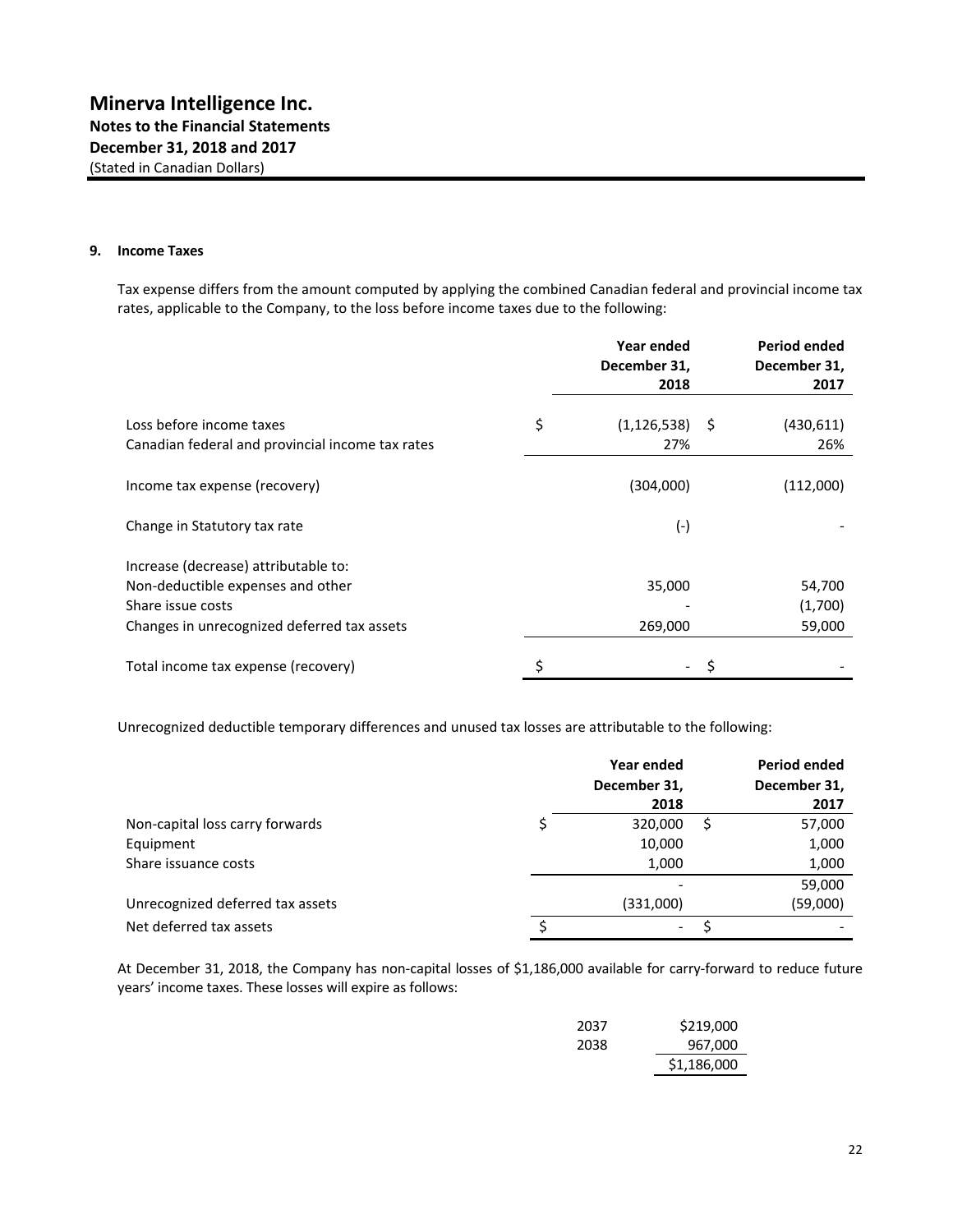# Minerva Intelligence Inc.

**Notes to the Financial Statements**
**December 31, 2018 and 2017**
(Stated in Canadian Dollars)

## 9. Income Taxes

Tax expense differs from the amount computed by applying the combined Canadian federal and provincial income tax rates, applicable to the Company, to the loss before income taxes due to the following:

| | Year ended December 31, 2018 | Period ended December 31, 2017 |
|---|---|---|
| Loss before income taxes | $ (1,126,538) | $ (430,611) |
| Canadian federal and provincial income tax rates | 27% | 26% |
| Income tax expense (recovery) | (304,000) | (112,000) |
| Change in Statutory tax rate | (-) | - |
| Increase (decrease) attributable to: | | |
| Non-deductible expenses and other | 35,000 | 54,700 |
| Share issue costs | - | (1,700) |
| Changes in unrecognized deferred tax assets | 269,000 | 59,000 |
| Total income tax expense (recovery) | $ - | $ - |

Unrecognized deductible temporary differences and unused tax losses are attributable to the following:

| | Year ended December 31, 2018 | Period ended December 31, 2017 |
|---|---|---|
| Non-capital loss carry forwards | $ 320,000 | $ 57,000 |
| Equipment | 10,000 | 1,000 |
| Share issuance costs | 1,000 | 1,000 |
| | - | 59,000 |
| Unrecognized deferred tax assets | (331,000) | (59,000) |
| Net deferred tax assets | $ - | $ - |

At December 31, 2018, the Company has non-capital losses of $1,186,000 available for carry-forward to reduce future years' income taxes. These losses will expire as follows:

| | |
|---|---|
| 2037 | $219,000 |
| 2038 | 967,000 |
| | $1,186,000 |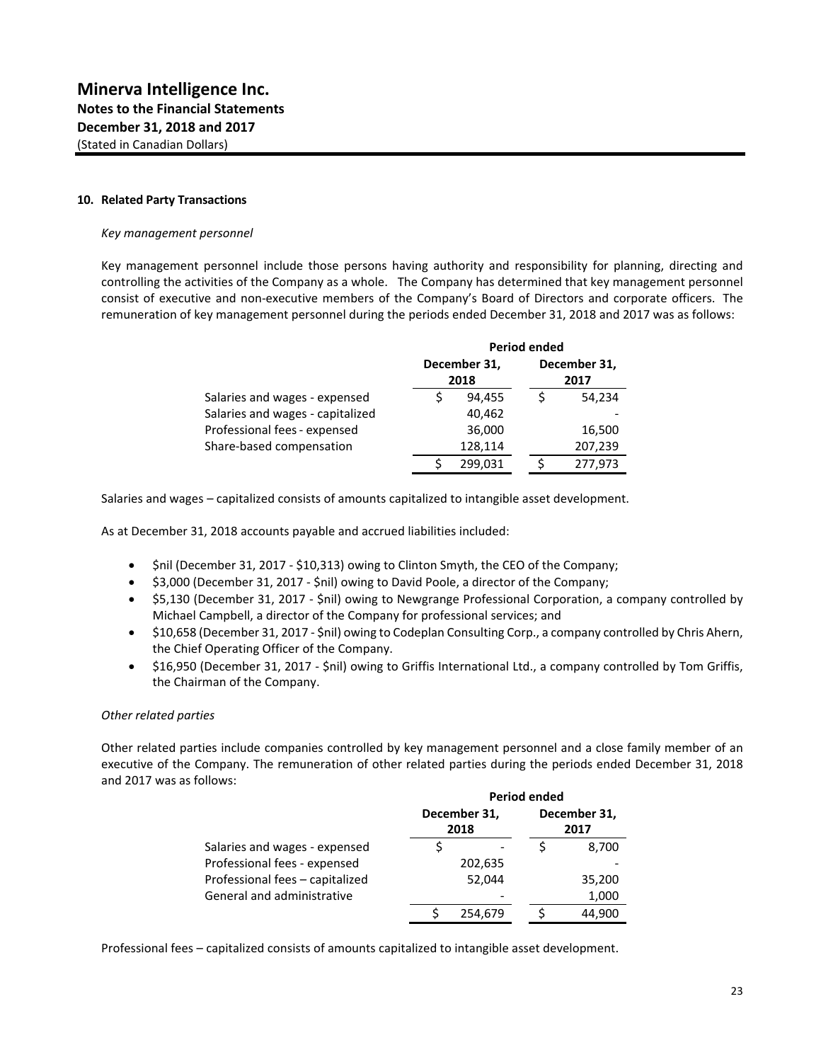## 10. Related Party Transactions

*Key management personnel*

Key management personnel include those persons having authority and responsibility for planning, directing and controlling the activities of the Company as a whole. The Company has determined that key management personnel consist of executive and non-executive members of the Company's Board of Directors and corporate officers. The remuneration of key management personnel during the periods ended December 31, 2018 and 2017 was as follows:

| | Period ended | |
|---|---|---|
| | December 31, 2018 | December 31, 2017 |
| Salaries and wages - expensed | $ 94,455 | $ 54,234 |
| Salaries and wages - capitalized | 40,462 | - |
| Professional fees - expensed | 36,000 | 16,500 |
| Share-based compensation | 128,114 | 207,239 |
| | $ 299,031 | $ 277,973 |

Salaries and wages – capitalized consists of amounts capitalized to intangible asset development.

As at December 31, 2018 accounts payable and accrued liabilities included:

- $nil (December 31, 2017 - $10,313) owing to Clinton Smyth, the CEO of the Company;
- $3,000 (December 31, 2017 - $nil) owing to David Poole, a director of the Company;
- $5,130 (December 31, 2017 - $nil) owing to Newgrange Professional Corporation, a company controlled by Michael Campbell, a director of the Company for professional services; and
- $10,658 (December 31, 2017 - $nil) owing to Codeplan Consulting Corp., a company controlled by Chris Ahern, the Chief Operating Officer of the Company.
- $16,950 (December 31, 2017 - $nil) owing to Griffis International Ltd., a company controlled by Tom Griffis, the Chairman of the Company.

*Other related parties*

Other related parties include companies controlled by key management personnel and a close family member of an executive of the Company. The remuneration of other related parties during the periods ended December 31, 2018 and 2017 was as follows:

| | Period ended | |
|---|---|---|
| | December 31, 2018 | December 31, 2017 |
| Salaries and wages - expensed | $ - | $ 8,700 |
| Professional fees - expensed | 202,635 | - |
| Professional fees – capitalized | 52,044 | 35,200 |
| General and administrative | - | 1,000 |
| | $ 254,679 | $ 44,900 |

Professional fees – capitalized consists of amounts capitalized to intangible asset development.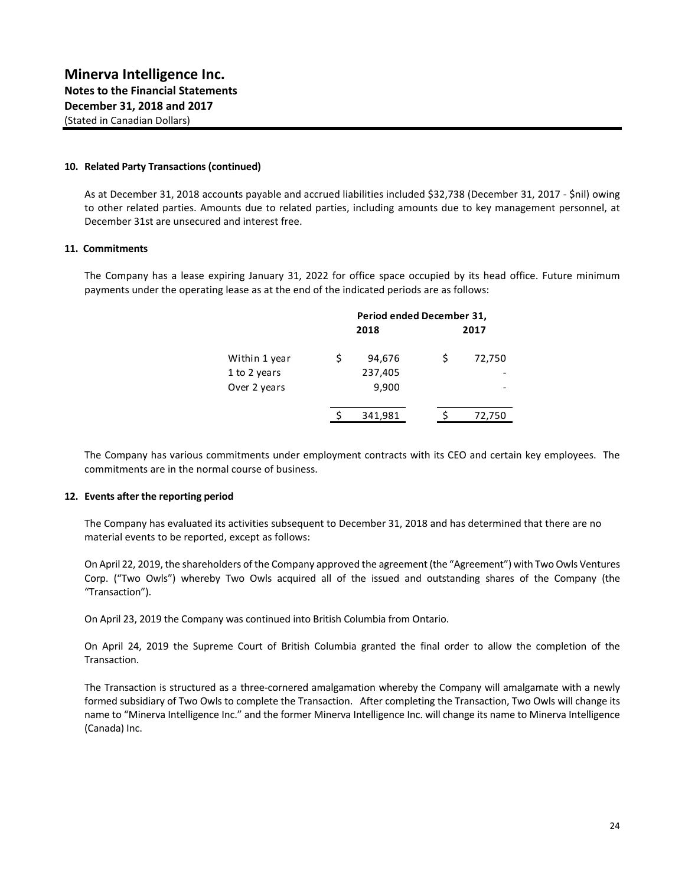# Minerva Intelligence Inc.

**Notes to the Financial Statements**
**December 31, 2018 and 2017**
(Stated in Canadian Dollars)

**10. Related Party Transactions (continued)**

As at December 31, 2018 accounts payable and accrued liabilities included $32,738 (December 31, 2017 - $nil) owing to other related parties. Amounts due to related parties, including amounts due to key management personnel, at December 31st are unsecured and interest free.

**11. Commitments**

The Company has a lease expiring January 31, 2022 for office space occupied by its head office. Future minimum payments under the operating lease as at the end of the indicated periods are as follows:

| | Period ended December 31, | |
|---|---|---|
| | 2018 | 2017 |
| Within 1 year | $ 94,676 | $ 72,750 |
| 1 to 2 years | 237,405 | - |
| Over 2 years | 9,900 | - |
| | $ 341,981 | $ 72,750 |

The Company has various commitments under employment contracts with its CEO and certain key employees. The commitments are in the normal course of business.

**12. Events after the reporting period**

The Company has evaluated its activities subsequent to December 31, 2018 and has determined that there are no material events to be reported, except as follows:

On April 22, 2019, the shareholders of the Company approved the agreement (the "Agreement") with Two Owls Ventures Corp. ("Two Owls") whereby Two Owls acquired all of the issued and outstanding shares of the Company (the "Transaction").

On April 23, 2019 the Company was continued into British Columbia from Ontario.

On April 24, 2019 the Supreme Court of British Columbia granted the final order to allow the completion of the Transaction.

The Transaction is structured as a three-cornered amalgamation whereby the Company will amalgamate with a newly formed subsidiary of Two Owls to complete the Transaction. After completing the Transaction, Two Owls will change its name to "Minerva Intelligence Inc." and the former Minerva Intelligence Inc. will change its name to Minerva Intelligence (Canada) Inc.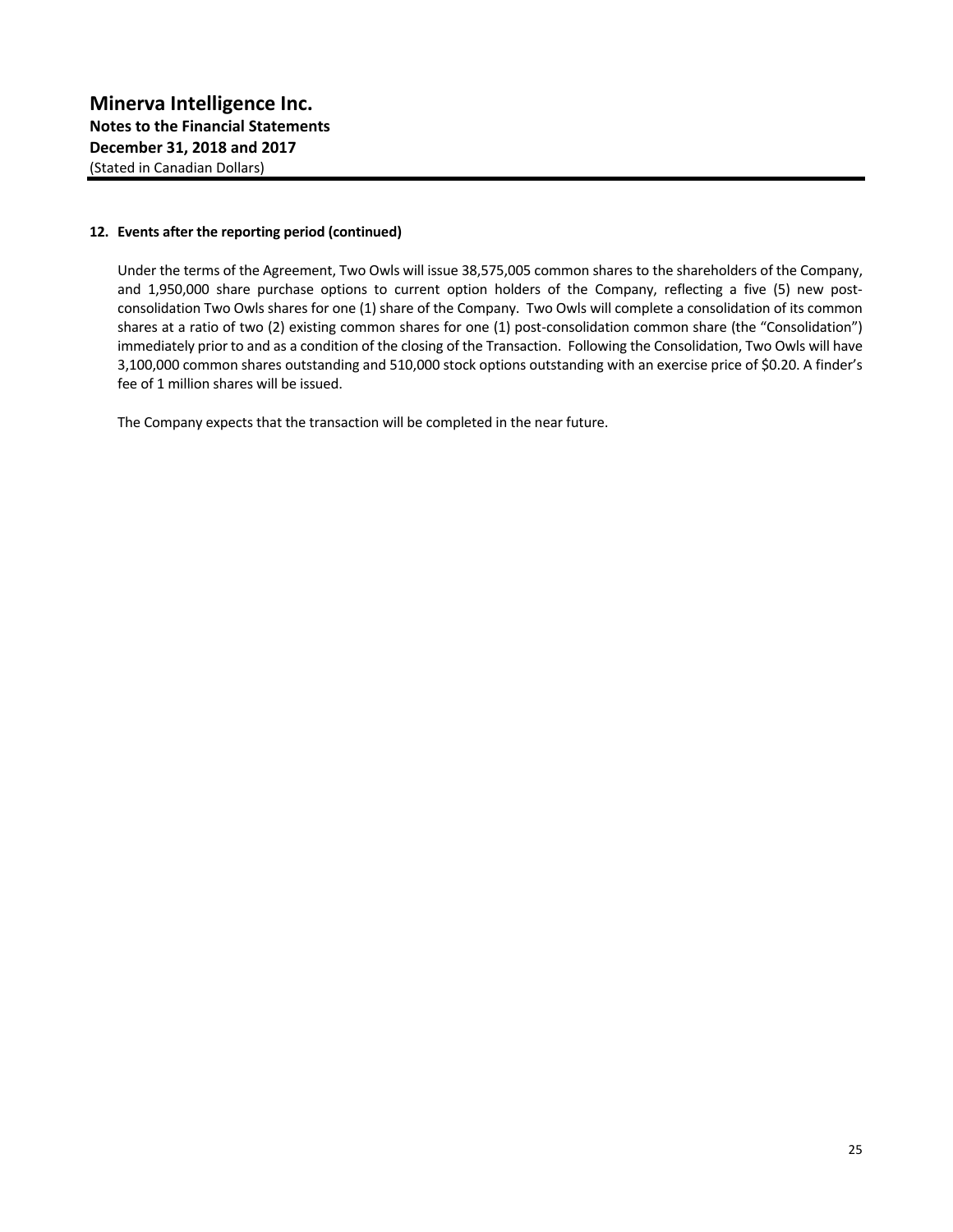### 12. Events after the reporting period (continued)

Under the terms of the Agreement, Two Owls will issue 38,575,005 common shares to the shareholders of the Company, and 1,950,000 share purchase options to current option holders of the Company, reflecting a five (5) new post-consolidation Two Owls shares for one (1) share of the Company. Two Owls will complete a consolidation of its common shares at a ratio of two (2) existing common shares for one (1) post-consolidation common share (the "Consolidation") immediately prior to and as a condition of the closing of the Transaction. Following the Consolidation, Two Owls will have 3,100,000 common shares outstanding and 510,000 stock options outstanding with an exercise price of $0.20. A finder's fee of 1 million shares will be issued.

The Company expects that the transaction will be completed in the near future.